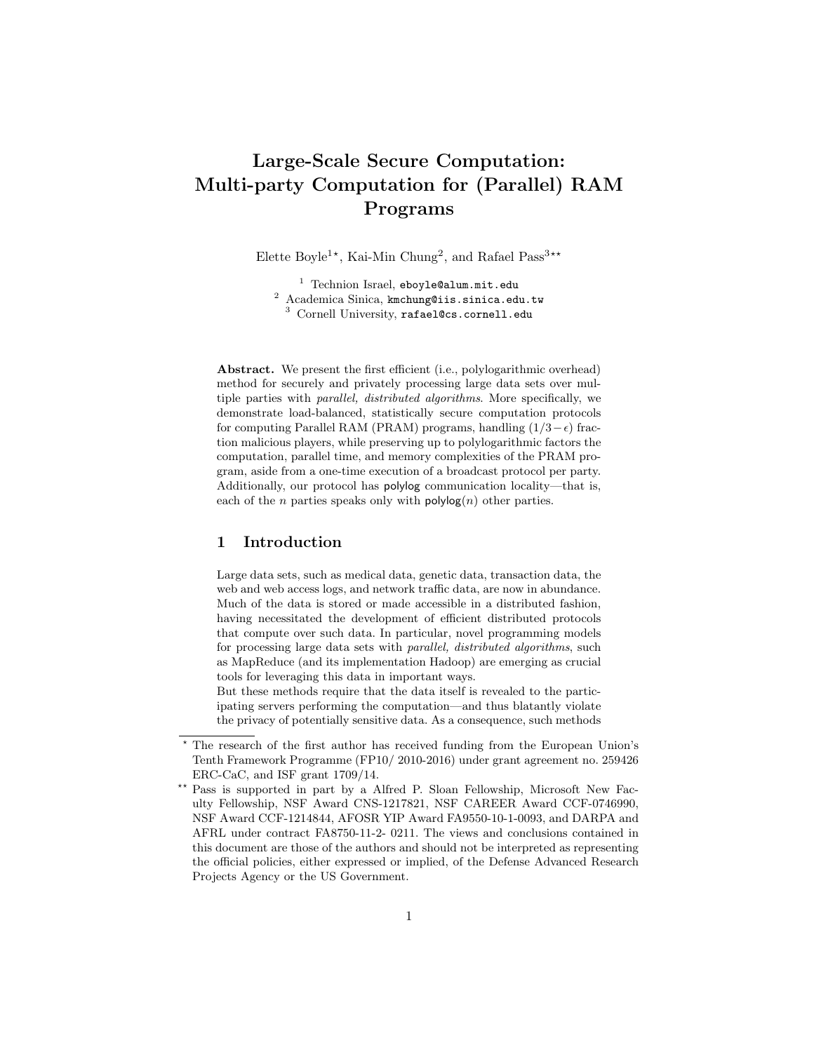# Large-Scale Secure Computation: Multi-party Computation for (Parallel) RAM Programs

Elette Boyle[1⋆], Kai-Min Chung[2], and Rafael Pass[3⋆⋆]

[1] Technion Israel, eboyle@alum.mit.edu
[2] Academica Sinica, kmchung@iis.sinica.edu.tw
[3] Cornell University, rafael@cs.cornell.edu

**Abstract.** We present the first efficient (i.e., polylogarithmic overhead) method for securely and privately processing large data sets over multiple parties with *parallel, distributed algorithms*. More specifically, we demonstrate load-balanced, statistically secure computation protocols for computing Parallel RAM (PRAM) programs, handling $(1/3-\epsilon)$ fraction malicious players, while preserving up to polylogarithmic factors the computation, parallel time, and memory complexities of the PRAM program, aside from a one-time execution of a broadcast protocol per party. Additionally, our protocol has $\mathsf{polylog}$ communication locality—that is, each of the $n$ parties speaks only with $\mathsf{polylog}(n)$ other parties.

## 1 Introduction

Large data sets, such as medical data, genetic data, transaction data, the web and web access logs, and network traffic data, are now in abundance. Much of the data is stored or made accessible in a distributed fashion, having necessitated the development of efficient distributed protocols that compute over such data. In particular, novel programming models for processing large data sets with *parallel, distributed algorithms*, such as MapReduce (and its implementation Hadoop) are emerging as crucial tools for leveraging this data in important ways.

But these methods require that the data itself is revealed to the participating servers performing the computation—and thus blatantly violate the privacy of potentially sensitive data. As a consequence, such methods

---

⋆ The research of the first author has received funding from the European Union's Tenth Framework Programme (FP10/ 2010-2016) under grant agreement no. 259426 ERC-CaC, and ISF grant 1709/14.

⋆⋆ Pass is supported in part by a Alfred P. Sloan Fellowship, Microsoft New Faculty Fellowship, NSF Award CNS-1217821, NSF CAREER Award CCF-0746990, NSF Award CCF-1214844, AFOSR YIP Award FA9550-10-1-0093, and DARPA and AFRL under contract FA8750-11-2- 0211. The views and conclusions contained in this document are those of the authors and should not be interpreted as representing the official policies, either expressed or implied, of the Defense Advanced Research Projects Agency or the US Government.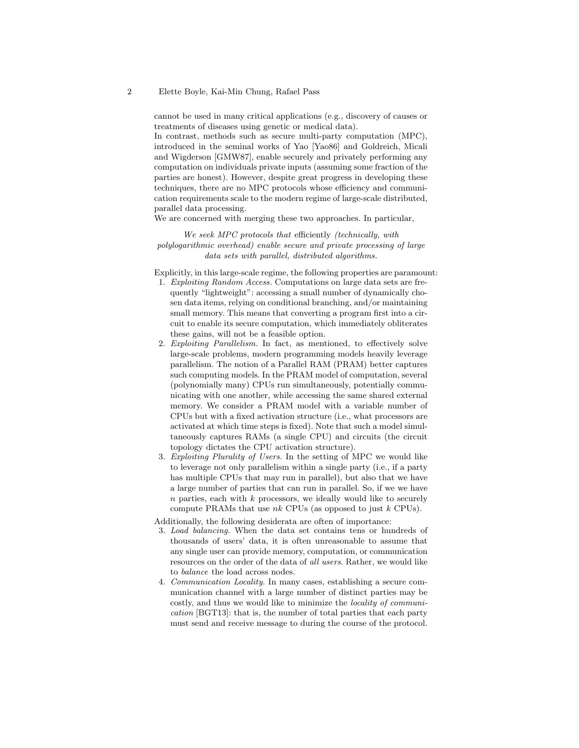cannot be used in many critical applications (e.g., discovery of causes or treatments of diseases using genetic or medical data).

In contrast, methods such as secure multi-party computation (MPC), introduced in the seminal works of Yao [Yao86] and Goldreich, Micali and Wigderson [GMW87], enable securely and privately performing any computation on individuals private inputs (assuming some fraction of the parties are honest). However, despite great progress in developing these techniques, there are no MPC protocols whose efficiency and communication requirements scale to the modern regime of large-scale distributed, parallel data processing.

We are concerned with merging these two approaches. In particular,

*We seek MPC protocols that* efficiently *(technically, with polylogarithmic overhead) enable secure and private processing of large data sets with parallel, distributed algorithms.*

Explicitly, in this large-scale regime, the following properties are paramount:

1. *Exploiting Random Access.* Computations on large data sets are frequently "lightweight": accessing a small number of dynamically chosen data items, relying on conditional branching, and/or maintaining small memory. This means that converting a program first into a circuit to enable its secure computation, which immediately obliterates these gains, will not be a feasible option.
2. *Exploiting Parallelism.* In fact, as mentioned, to effectively solve large-scale problems, modern programming models heavily leverage parallelism. The notion of a Parallel RAM (PRAM) better captures such computing models. In the PRAM model of computation, several (polynomially many) CPUs run simultaneously, potentially communicating with one another, while accessing the same shared external memory. We consider a PRAM model with a variable number of CPUs but with a fixed activation structure (i.e., what processors are activated at which time steps is fixed). Note that such a model simultaneously captures RAMs (a single CPU) and circuits (the circuit topology dictates the CPU activation structure).
3. *Exploiting Plurality of Users.* In the setting of MPC we would like to leverage not only parallelism within a single party (i.e., if a party has multiple CPUs that may run in parallel), but also that we have a large number of parties that can run in parallel. So, if we we have $n$ parties, each with $k$ processors, we ideally would like to securely compute PRAMs that use $nk$ CPUs (as opposed to just $k$ CPUs).

Additionally, the following desiderata are often of importance:

3. *Load balancing.* When the data set contains tens or hundreds of thousands of users' data, it is often unreasonable to assume that any single user can provide memory, computation, or communication resources on the order of the data of *all users*. Rather, we would like to *balance* the load across nodes.
4. *Communication Locality.* In many cases, establishing a secure communication channel with a large number of distinct parties may be costly, and thus we would like to minimize the *locality of communication* [BGT13]: that is, the number of total parties that each party must send and receive message to during the course of the protocol.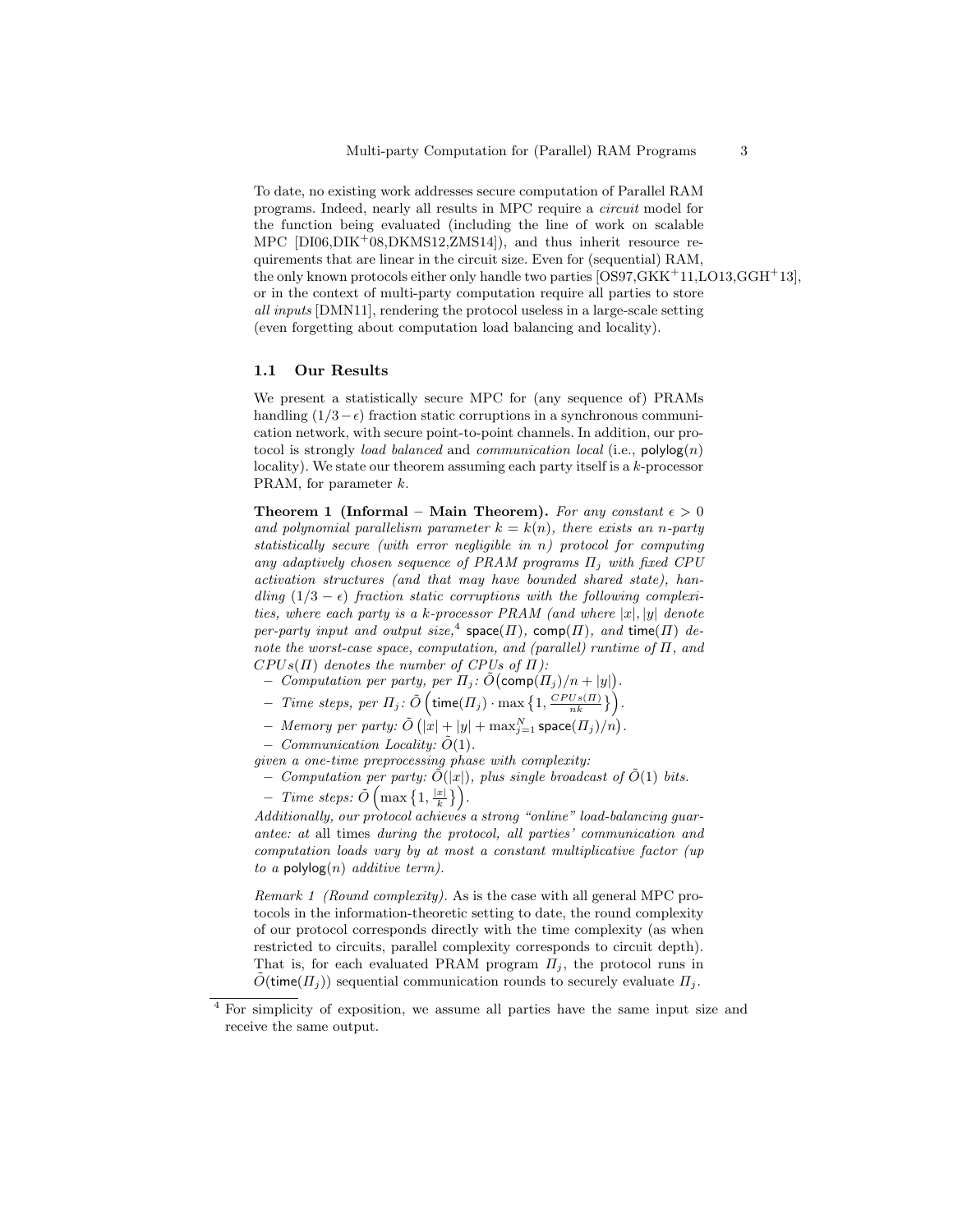To date, no existing work addresses secure computation of Parallel RAM programs. Indeed, nearly all results in MPC require a *circuit* model for the function being evaluated (including the line of work on scalable MPC [DI06,DIK+08,DKMS12,ZMS14]), and thus inherit resource requirements that are linear in the circuit size. Even for (sequential) RAM, the only known protocols either only handle two parties [OS97,GKK+11,LO13,GGH+13], or in the context of multi-party computation require all parties to store *all inputs* [DMN11], rendering the protocol useless in a large-scale setting (even forgetting about computation load balancing and locality).

### 1.1 Our Results

We present a statistically secure MPC for (any sequence of) PRAMs handling $(1/3-\epsilon)$ fraction static corruptions in a synchronous communication network, with secure point-to-point channels. In addition, our protocol is strongly *load balanced* and *communication local* (i.e., $\mathsf{polylog}(n)$ locality). We state our theorem assuming each party itself is a $k$-processor PRAM, for parameter $k$.

**Theorem 1 (Informal – Main Theorem).** *For any constant $\epsilon > 0$ and polynomial parallelism parameter $k = k(n)$, there exists an $n$-party statistically secure (with error negligible in $n$) protocol for computing any adaptively chosen sequence of PRAM programs $\Pi_j$ with fixed CPU activation structures (and that may have bounded shared state), handling $(1/3-\epsilon)$ fraction static corruptions with the following complexities, where each party is a $k$-processor PRAM (and where $|x|, |y|$ denote per-party input and output size,[4] $\mathsf{space}(\Pi)$, $\mathsf{comp}(\Pi)$, and $\mathsf{time}(\Pi)$ denote the worst-case space, computation, and (parallel) runtime of $\Pi$, and $CPUs(\Pi)$ denotes the number of CPUs of $\Pi$):*

- *Computation per party, per $\Pi_j$: $\tilde{O}\big(\mathsf{comp}(\Pi_j)/n + |y|\big)$.*
- *Time steps, per $\Pi_j$: $\tilde{O}\left(\mathsf{time}(\Pi_j) \cdot \max\left\{1, \frac{CPUs(\Pi)}{nk}\right\}\right)$.*
- *Memory per party: $\tilde{O}\left(|x| + |y| + \max_{j=1}^{N} \mathsf{space}(\Pi_j)/n\right)$.*
- *Communication Locality: $\tilde{O}(1)$.*

*given a one-time preprocessing phase with complexity:*

- *Computation per party: $\tilde{O}(|x|)$, plus single broadcast of $\tilde{O}(1)$ bits.*
- *Time steps: $\tilde{O}\left(\max\left\{1, \frac{|x|}{k}\right\}\right)$.*

*Additionally, our protocol achieves a strong "online" load-balancing guarantee: at* all times *during the protocol, all parties' communication and computation loads vary by at most a constant multiplicative factor (up to a $\mathsf{polylog}(n)$ additive term).*

*Remark 1 (Round complexity).* As is the case with all general MPC protocols in the information-theoretic setting to date, the round complexity of our protocol corresponds directly with the time complexity (as when restricted to circuits, parallel complexity corresponds to circuit depth). That is, for each evaluated PRAM program $\Pi_j$, the protocol runs in $\tilde{O}(\mathsf{time}(\Pi_j))$ sequential communication rounds to securely evaluate $\Pi_j$.

---

[4] For simplicity of exposition, we assume all parties have the same input size and receive the same output.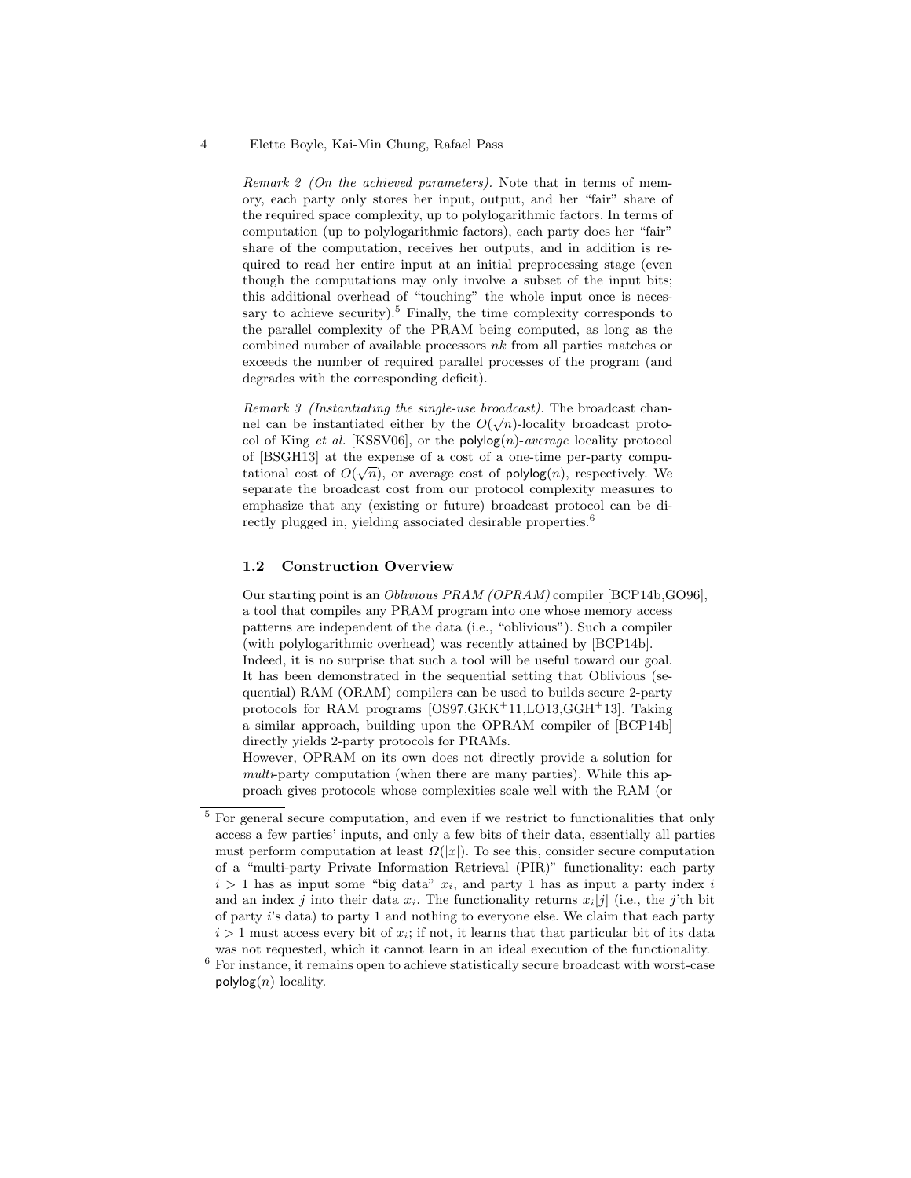*Remark 2 (On the achieved parameters).* Note that in terms of memory, each party only stores her input, output, and her "fair" share of the required space complexity, up to polylogarithmic factors. In terms of computation (up to polylogarithmic factors), each party does her "fair" share of the computation, receives her outputs, and in addition is required to read her entire input at an initial preprocessing stage (even though the computations may only involve a subset of the input bits; this additional overhead of "touching" the whole input once is necessary to achieve security).[5] Finally, the time complexity corresponds to the parallel complexity of the PRAM being computed, as long as the combined number of available processors $nk$ from all parties matches or exceeds the number of required parallel processes of the program (and degrades with the corresponding deficit).

*Remark 3 (Instantiating the single-use broadcast).* The broadcast channel can be instantiated either by the $O(\sqrt{n})$-locality broadcast protocol of King *et al.* [KSSV06], or the $\mathsf{polylog}(n)$-*average* locality protocol of [BSGH13] at the expense of a cost of a one-time per-party computational cost of $O(\sqrt{n})$, or average cost of $\mathsf{polylog}(n)$, respectively. We separate the broadcast cost from our protocol complexity measures to emphasize that any (existing or future) broadcast protocol can be directly plugged in, yielding associated desirable properties.[6]

### 1.2 Construction Overview

Our starting point is an *Oblivious PRAM (OPRAM)* compiler [BCP14b,GO96], a tool that compiles any PRAM program into one whose memory access patterns are independent of the data (i.e., "oblivious"). Such a compiler (with polylogarithmic overhead) was recently attained by [BCP14b].
Indeed, it is no surprise that such a tool will be useful toward our goal. It has been demonstrated in the sequential setting that Oblivious (sequential) RAM (ORAM) compilers can be used to builds secure 2-party protocols for RAM programs [OS97,GKK+11,LO13,GGH+13]. Taking a similar approach, building upon the OPRAM compiler of [BCP14b] directly yields 2-party protocols for PRAMs.
However, OPRAM on its own does not directly provide a solution for *multi*-party computation (when there are many parties). While this approach gives protocols whose complexities scale well with the RAM (or

---

[5] For general secure computation, and even if we restrict to functionalities that only access a few parties' inputs, and only a few bits of their data, essentially all parties must perform computation at least $\Omega(|x|)$. To see this, consider secure computation of a "multi-party Private Information Retrieval (PIR)" functionality: each party $i > 1$ has as input some "big data" $x_i$, and party 1 has as input a party index $i$ and an index $j$ into their data $x_i$. The functionality returns $x_i[j]$ (i.e., the $j$'th bit of party $i$'s data) to party 1 and nothing to everyone else. We claim that each party $i > 1$ must access every bit of $x_i$; if not, it learns that that particular bit of its data was not requested, which it cannot learn in an ideal execution of the functionality.

[6] For instance, it remains open to achieve statistically secure broadcast with worst-case $\mathsf{polylog}(n)$ locality.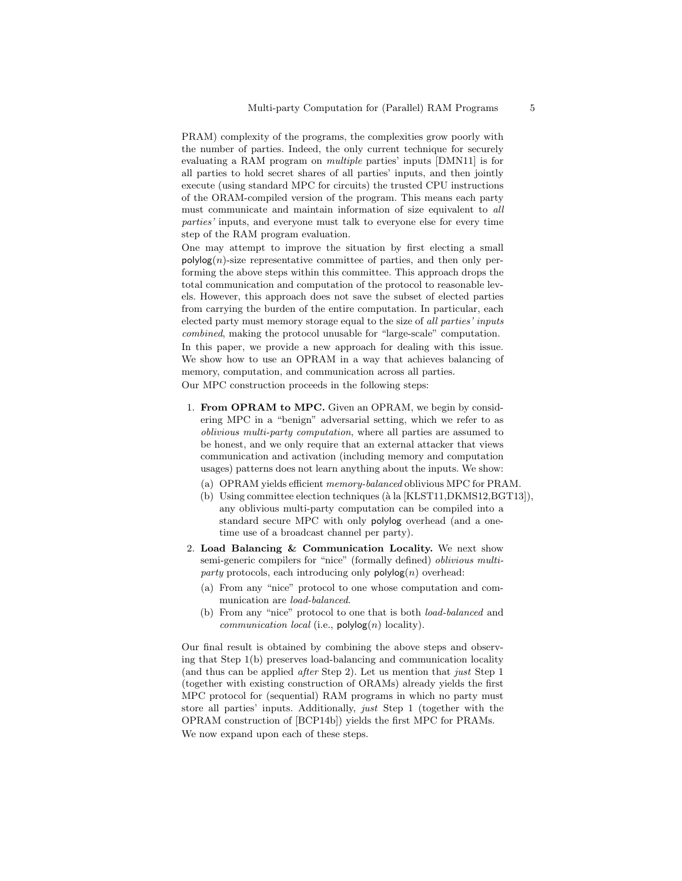PRAM) complexity of the programs, the complexities grow poorly with the number of parties. Indeed, the only current technique for securely evaluating a RAM program on *multiple* parties' inputs [DMN11] is for all parties to hold secret shares of all parties' inputs, and then jointly execute (using standard MPC for circuits) the trusted CPU instructions of the ORAM-compiled version of the program. This means each party must communicate and maintain information of size equivalent to *all parties'* inputs, and everyone must talk to everyone else for every time step of the RAM program evaluation.

One may attempt to improve the situation by first electing a small $\mathsf{polylog}(n)$-size representative committee of parties, and then only performing the above steps within this committee. This approach drops the total communication and computation of the protocol to reasonable levels. However, this approach does not save the subset of elected parties from carrying the burden of the entire computation. In particular, each elected party must memory storage equal to the size of *all parties' inputs combined*, making the protocol unusable for "large-scale" computation.

In this paper, we provide a new approach for dealing with this issue. We show how to use an OPRAM in a way that achieves balancing of memory, computation, and communication across all parties.

Our MPC construction proceeds in the following steps:

1. **From OPRAM to MPC.** Given an OPRAM, we begin by considering MPC in a "benign" adversarial setting, which we refer to as *oblivious multi-party computation*, where all parties are assumed to be honest, and we only require that an external attacker that views communication and activation (including memory and computation usages) patterns does not learn anything about the inputs. We show:
   (a) OPRAM yields efficient *memory-balanced* oblivious MPC for PRAM.
   (b) Using committee election techniques (à la [KLST11,DKMS12,BGT13]), any oblivious multi-party computation can be compiled into a standard secure MPC with only $\mathsf{polylog}$ overhead (and a one-time use of a broadcast channel per party).
2. **Load Balancing & Communication Locality.** We next show semi-generic compilers for "nice" (formally defined) *oblivious multi-party* protocols, each introducing only $\mathsf{polylog}(n)$ overhead:
   (a) From any "nice" protocol to one whose computation and communication are *load-balanced*.
   (b) From any "nice" protocol to one that is both *load-balanced* and *communication local* (i.e., $\mathsf{polylog}(n)$ locality).

Our final result is obtained by combining the above steps and observing that Step 1(b) preserves load-balancing and communication locality (and thus can be applied *after* Step 2). Let us mention that *just* Step 1 (together with existing construction of ORAMs) already yields the first MPC protocol for (sequential) RAM programs in which no party must store all parties' inputs. Additionally, *just* Step 1 (together with the OPRAM construction of [BCP14b]) yields the first MPC for PRAMs.

We now expand upon each of these steps.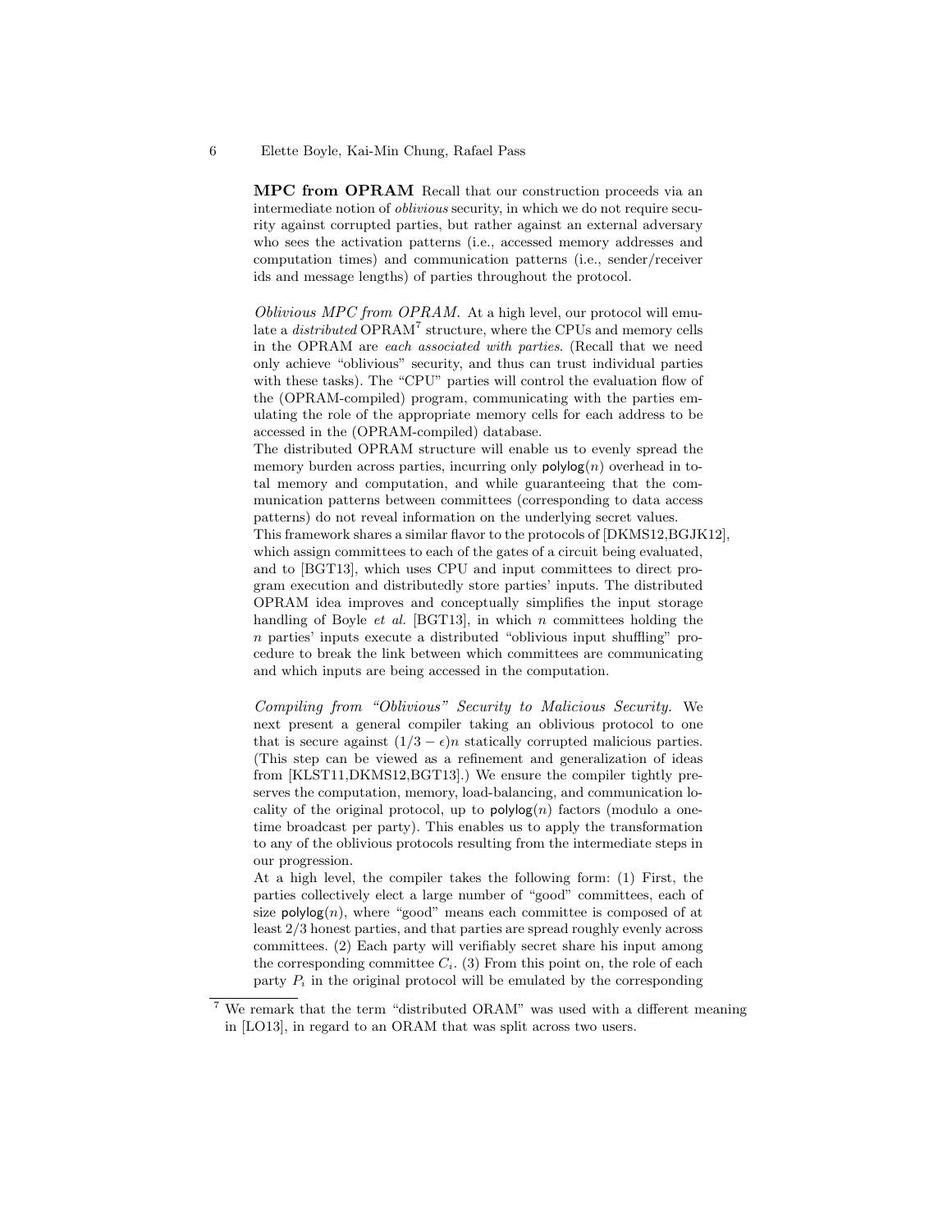**MPC from OPRAM** Recall that our construction proceeds via an intermediate notion of *oblivious* security, in which we do not require security against corrupted parties, but rather against an external adversary who sees the activation patterns (i.e., accessed memory addresses and computation times) and communication patterns (i.e., sender/receiver ids and message lengths) of parties throughout the protocol.

*Oblivious MPC from OPRAM.* At a high level, our protocol will emulate a *distributed* OPRAM[7] structure, where the CPUs and memory cells in the OPRAM are *each associated with parties*. (Recall that we need only achieve "oblivious" security, and thus can trust individual parties with these tasks). The "CPU" parties will control the evaluation flow of the (OPRAM-compiled) program, communicating with the parties emulating the role of the appropriate memory cells for each address to be accessed in the (OPRAM-compiled) database.

The distributed OPRAM structure will enable us to evenly spread the memory burden across parties, incurring only $\mathsf{polylog}(n)$ overhead in total memory and computation, and while guaranteeing that the communication patterns between committees (corresponding to data access patterns) do not reveal information on the underlying secret values.

This framework shares a similar flavor to the protocols of [DKMS12,BGJK12], which assign committees to each of the gates of a circuit being evaluated, and to [BGT13], which uses CPU and input committees to direct program execution and distributedly store parties' inputs. The distributed OPRAM idea improves and conceptually simplifies the input storage handling of Boyle *et al.* [BGT13], in which $n$ committees holding the $n$ parties' inputs execute a distributed "oblivious input shuffling" procedure to break the link between which committees are communicating and which inputs are being accessed in the computation.

*Compiling from "Oblivious" Security to Malicious Security.* We next present a general compiler taking an oblivious protocol to one that is secure against $(1/3 - \epsilon)n$ statically corrupted malicious parties. (This step can be viewed as a refinement and generalization of ideas from [KLST11,DKMS12,BGT13].) We ensure the compiler tightly preserves the computation, memory, load-balancing, and communication locality of the original protocol, up to $\mathsf{polylog}(n)$ factors (modulo a one-time broadcast per party). This enables us to apply the transformation to any of the oblivious protocols resulting from the intermediate steps in our progression.

At a high level, the compiler takes the following form: (1) First, the parties collectively elect a large number of "good" committees, each of size $\mathsf{polylog}(n)$, where "good" means each committee is composed of at least 2/3 honest parties, and that parties are spread roughly evenly across committees. (2) Each party will verifiably secret share his input among the corresponding committee $C_i$. (3) From this point on, the role of each party $P_i$ in the original protocol will be emulated by the corresponding

[7] We remark that the term "distributed ORAM" was used with a different meaning in [LO13], in regard to an ORAM that was split across two users.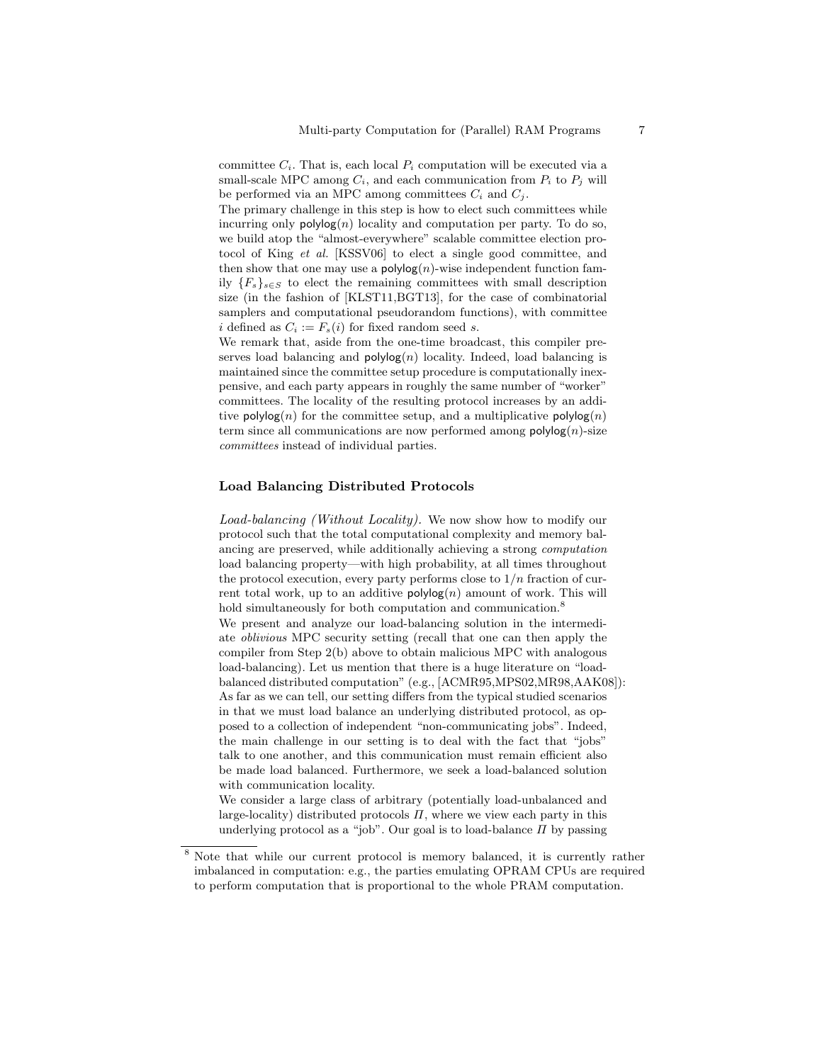committee $C_i$. That is, each local $P_i$ computation will be executed via a small-scale MPC among $C_i$, and each communication from $P_i$ to $P_j$ will be performed via an MPC among committees $C_i$ and $C_j$.

The primary challenge in this step is how to elect such committees while incurring only $\mathsf{polylog}(n)$ locality and computation per party. To do so, we build atop the "almost-everywhere" scalable committee election protocol of King *et al.* [KSSV06] to elect a single good committee, and then show that one may use a $\mathsf{polylog}(n)$-wise independent function family $\{F_s\}_{s \in S}$ to elect the remaining committees with small description size (in the fashion of [KLST11,BGT13], for the case of combinatorial samplers and computational pseudorandom functions), with committee $i$ defined as $C_i := F_s(i)$ for fixed random seed $s$.

We remark that, aside from the one-time broadcast, this compiler preserves load balancing and $\mathsf{polylog}(n)$ locality. Indeed, load balancing is maintained since the committee setup procedure is computationally inexpensive, and each party appears in roughly the same number of "worker" committees. The locality of the resulting protocol increases by an additive $\mathsf{polylog}(n)$ for the committee setup, and a multiplicative $\mathsf{polylog}(n)$ term since all communications are now performed among $\mathsf{polylog}(n)$-size *committees* instead of individual parties.

### Load Balancing Distributed Protocols

*Load-balancing (Without Locality).* We now show how to modify our protocol such that the total computational complexity and memory balancing are preserved, while additionally achieving a strong *computation* load balancing property—with high probability, at all times throughout the protocol execution, every party performs close to $1/n$ fraction of current total work, up to an additive $\mathsf{polylog}(n)$ amount of work. This will hold simultaneously for both computation and communication.[8]

We present and analyze our load-balancing solution in the intermediate *oblivious* MPC security setting (recall that one can then apply the compiler from Step 2(b) above to obtain malicious MPC with analogous load-balancing). Let us mention that there is a huge literature on "load-balanced distributed computation" (e.g., [ACMR95,MPS02,MR98,AAK08]): As far as we can tell, our setting differs from the typical studied scenarios in that we must load balance an underlying distributed protocol, as opposed to a collection of independent "non-communicating jobs". Indeed, the main challenge in our setting is to deal with the fact that "jobs" talk to one another, and this communication must remain efficient also be made load balanced. Furthermore, we seek a load-balanced solution with communication locality.

We consider a large class of arbitrary (potentially load-unbalanced and large-locality) distributed protocols $\Pi$, where we view each party in this underlying protocol as a "job". Our goal is to load-balance $\Pi$ by passing

[8] Note that while our current protocol is memory balanced, it is currently rather imbalanced in computation: e.g., the parties emulating OPRAM CPUs are required to perform computation that is proportional to the whole PRAM computation.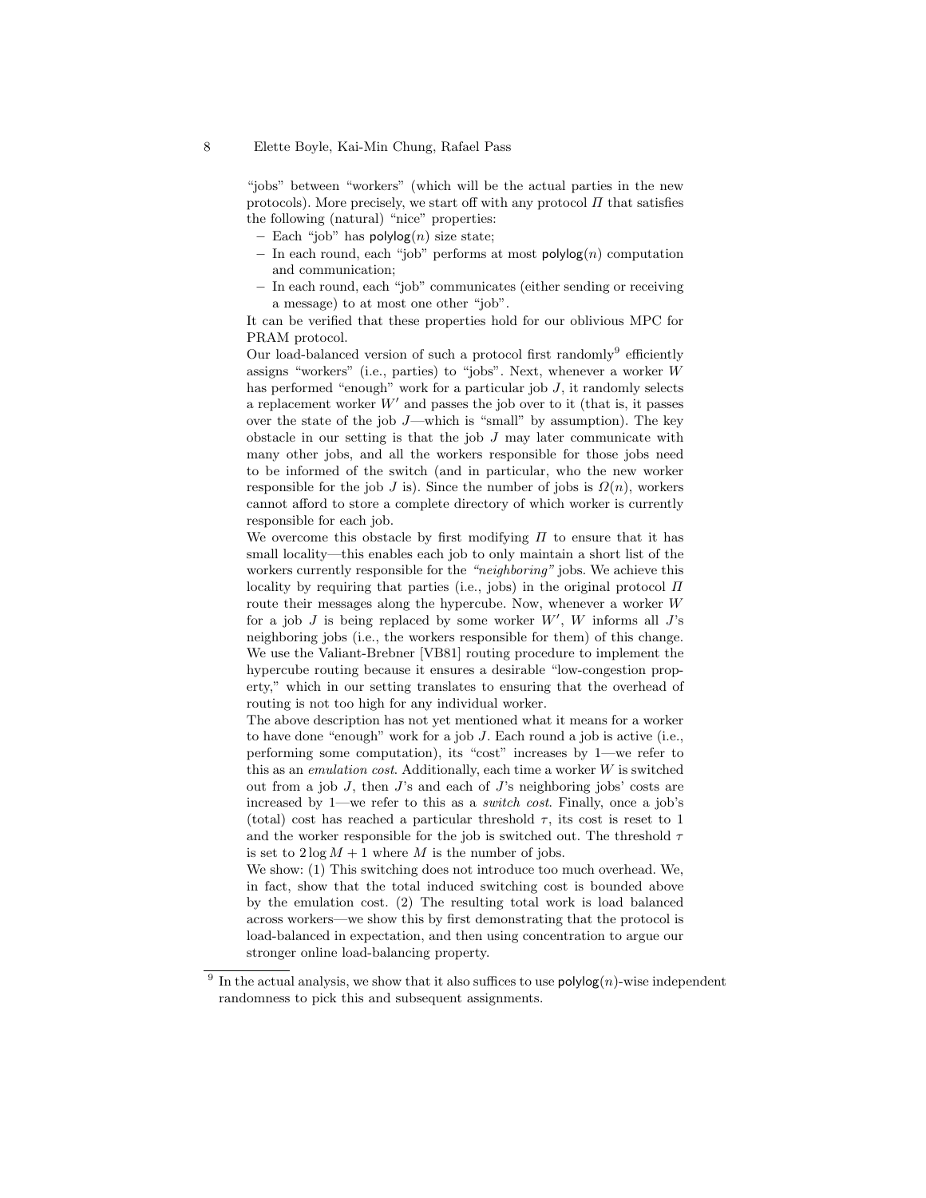"jobs" between "workers" (which will be the actual parties in the new protocols). More precisely, we start off with any protocol $\Pi$ that satisfies the following (natural) "nice" properties:

- Each "job" has $\mathsf{polylog}(n)$ size state;
- In each round, each "job" performs at most $\mathsf{polylog}(n)$ computation and communication;
- In each round, each "job" communicates (either sending or receiving a message) to at most one other "job".

It can be verified that these properties hold for our oblivious MPC for PRAM protocol.

Our load-balanced version of such a protocol first randomly[9] efficiently assigns "workers" (i.e., parties) to "jobs". Next, whenever a worker $W$ has performed "enough" work for a particular job $J$, it randomly selects a replacement worker $W'$ and passes the job over to it (that is, it passes over the state of the job $J$—which is "small" by assumption). The key obstacle in our setting is that the job $J$ may later communicate with many other jobs, and all the workers responsible for those jobs need to be informed of the switch (and in particular, who the new worker responsible for the job $J$ is). Since the number of jobs is $\Omega(n)$, workers cannot afford to store a complete directory of which worker is currently responsible for each job.

We overcome this obstacle by first modifying $\Pi$ to ensure that it has small locality—this enables each job to only maintain a short list of the workers currently responsible for the *"neighboring"* jobs. We achieve this locality by requiring that parties (i.e., jobs) in the original protocol $\Pi$ route their messages along the hypercube. Now, whenever a worker $W$ for a job $J$ is being replaced by some worker $W'$, $W$ informs all $J$'s neighboring jobs (i.e., the workers responsible for them) of this change. We use the Valiant-Brebner [VB81] routing procedure to implement the hypercube routing because it ensures a desirable "low-congestion property," which in our setting translates to ensuring that the overhead of routing is not too high for any individual worker.

The above description has not yet mentioned what it means for a worker to have done "enough" work for a job $J$. Each round a job is active (i.e., performing some computation), its "cost" increases by 1—we refer to this as an *emulation cost*. Additionally, each time a worker $W$ is switched out from a job $J$, then $J$'s and each of $J$'s neighboring jobs' costs are increased by 1—we refer to this as a *switch cost*. Finally, once a job's (total) cost has reached a particular threshold $\tau$, its cost is reset to 1 and the worker responsible for the job is switched out. The threshold $\tau$ is set to $2\log M + 1$ where $M$ is the number of jobs.

We show: (1) This switching does not introduce too much overhead. We, in fact, show that the total induced switching cost is bounded above by the emulation cost. (2) The resulting total work is load balanced across workers—we show this by first demonstrating that the protocol is load-balanced in expectation, and then using concentration to argue our stronger online load-balancing property.

[9] In the actual analysis, we show that it also suffices to use $\mathsf{polylog}(n)$-wise independent randomness to pick this and subsequent assignments.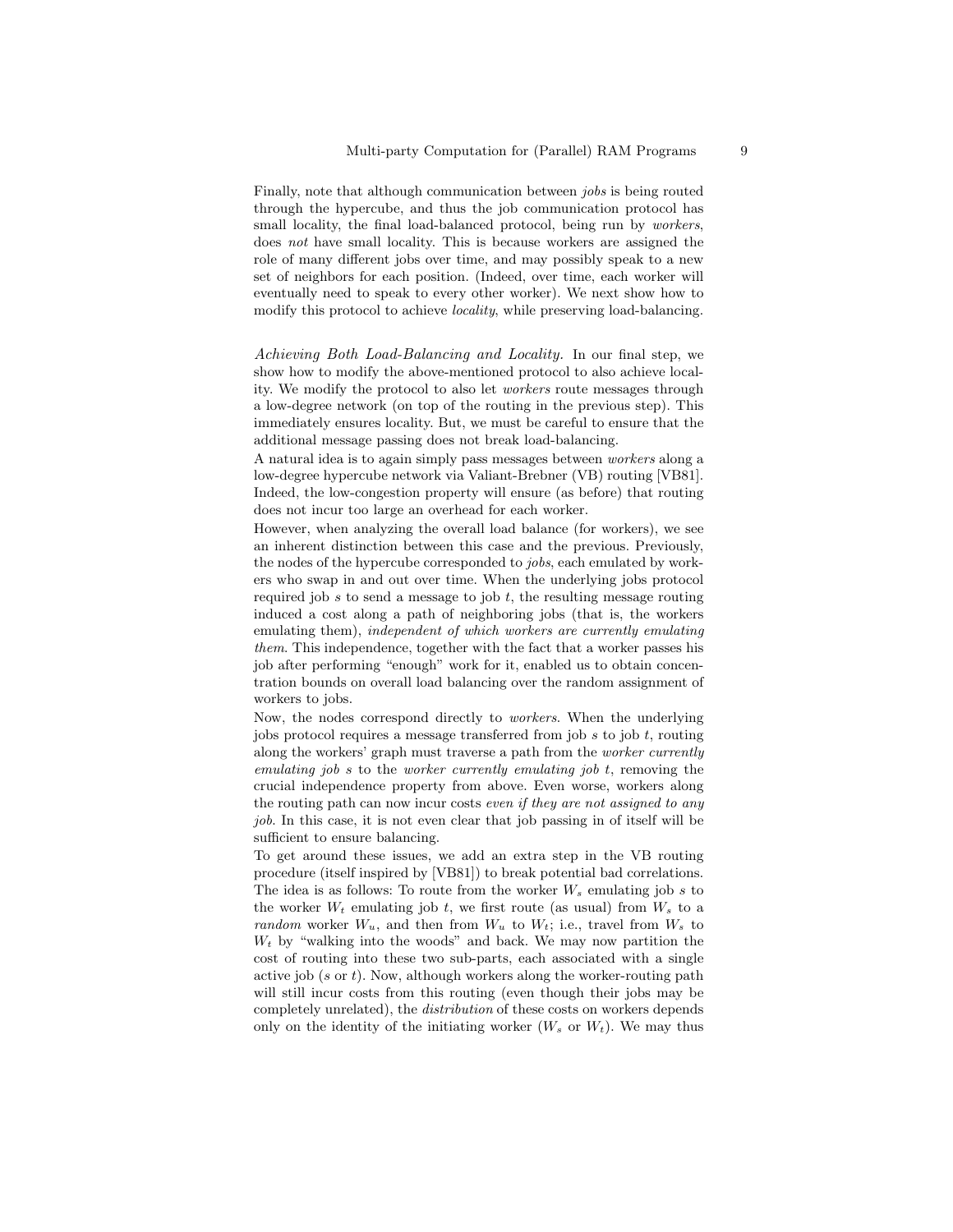Finally, note that although communication between *jobs* is being routed through the hypercube, and thus the job communication protocol has small locality, the final load-balanced protocol, being run by *workers*, does *not* have small locality. This is because workers are assigned the role of many different jobs over time, and may possibly speak to a new set of neighbors for each position. (Indeed, over time, each worker will eventually need to speak to every other worker). We next show how to modify this protocol to achieve *locality*, while preserving load-balancing.

*Achieving Both Load-Balancing and Locality.* In our final step, we show how to modify the above-mentioned protocol to also achieve locality. We modify the protocol to also let *workers* route messages through a low-degree network (on top of the routing in the previous step). This immediately ensures locality. But, we must be careful to ensure that the additional message passing does not break load-balancing.

A natural idea is to again simply pass messages between *workers* along a low-degree hypercube network via Valiant-Brebner (VB) routing [VB81]. Indeed, the low-congestion property will ensure (as before) that routing does not incur too large an overhead for each worker.

However, when analyzing the overall load balance (for workers), we see an inherent distinction between this case and the previous. Previously, the nodes of the hypercube corresponded to *jobs*, each emulated by workers who swap in and out over time. When the underlying jobs protocol required job $s$ to send a message to job $t$, the resulting message routing induced a cost along a path of neighboring jobs (that is, the workers emulating them), *independent of which workers are currently emulating them*. This independence, together with the fact that a worker passes his job after performing "enough" work for it, enabled us to obtain concentration bounds on overall load balancing over the random assignment of workers to jobs.

Now, the nodes correspond directly to *workers*. When the underlying jobs protocol requires a message transferred from job $s$ to job $t$, routing along the workers' graph must traverse a path from the *worker currently emulating job $s$* to the *worker currently emulating job $t$*, removing the crucial independence property from above. Even worse, workers along the routing path can now incur costs *even if they are not assigned to any job*. In this case, it is not even clear that job passing in of itself will be sufficient to ensure balancing.

To get around these issues, we add an extra step in the VB routing procedure (itself inspired by [VB81]) to break potential bad correlations. The idea is as follows: To route from the worker $W_s$ emulating job $s$ to the worker $W_t$ emulating job $t$, we first route (as usual) from $W_s$ to a *random* worker $W_u$, and then from $W_u$ to $W_t$; i.e., travel from $W_s$ to $W_t$ by "walking into the woods" and back. We may now partition the cost of routing into these two sub-parts, each associated with a single active job ($s$ or $t$). Now, although workers along the worker-routing path will still incur costs from this routing (even though their jobs may be completely unrelated), the *distribution* of these costs on workers depends only on the identity of the initiating worker ($W_s$ or $W_t$). We may thus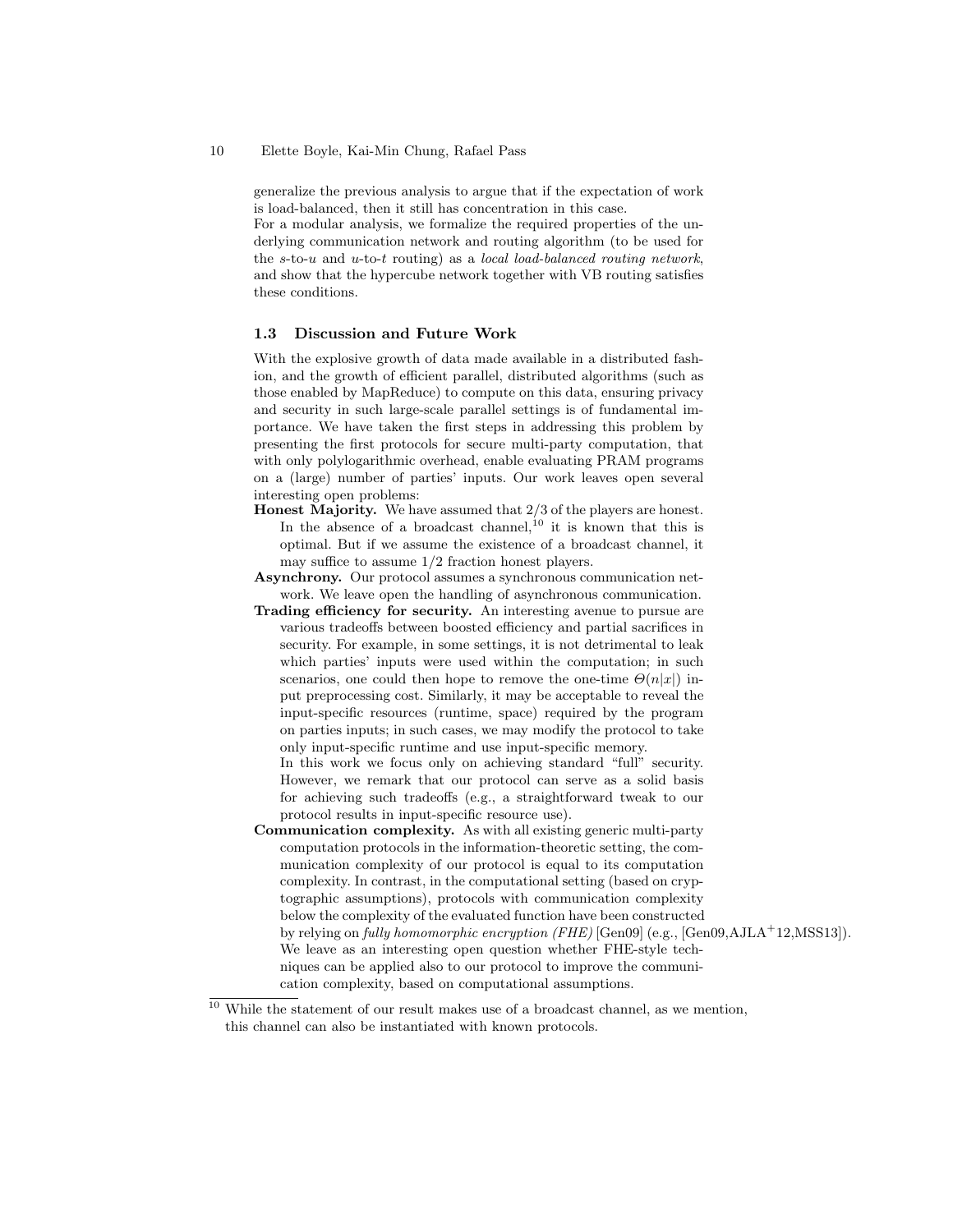generalize the previous analysis to argue that if the expectation of work is load-balanced, then it still has concentration in this case.

For a modular analysis, we formalize the required properties of the underlying communication network and routing algorithm (to be used for the $s$-to-$u$ and $u$-to-$t$ routing) as a *local load-balanced routing network*, and show that the hypercube network together with VB routing satisfies these conditions.

### 1.3 Discussion and Future Work

With the explosive growth of data made available in a distributed fashion, and the growth of efficient parallel, distributed algorithms (such as those enabled by MapReduce) to compute on this data, ensuring privacy and security in such large-scale parallel settings is of fundamental importance. We have taken the first steps in addressing this problem by presenting the first protocols for secure multi-party computation, that with only polylogarithmic overhead, enable evaluating PRAM programs on a (large) number of parties' inputs. Our work leaves open several interesting open problems:

**Honest Majority.** We have assumed that 2/3 of the players are honest. In the absence of a broadcast channel,[10] it is known that this is optimal. But if we assume the existence of a broadcast channel, it may suffice to assume 1/2 fraction honest players.

**Asynchrony.** Our protocol assumes a synchronous communication network. We leave open the handling of asynchronous communication.

**Trading efficiency for security.** An interesting avenue to pursue are various tradeoffs between boosted efficiency and partial sacrifices in security. For example, in some settings, it is not detrimental to leak which parties' inputs were used within the computation; in such scenarios, one could then hope to remove the one-time $\Theta(n|x|)$ input preprocessing cost. Similarly, it may be acceptable to reveal the input-specific resources (runtime, space) required by the program on parties inputs; in such cases, we may modify the protocol to take only input-specific runtime and use input-specific memory.

In this work we focus only on achieving standard "full" security. However, we remark that our protocol can serve as a solid basis for achieving such tradeoffs (e.g., a straightforward tweak to our protocol results in input-specific resource use).

**Communication complexity.** As with all existing generic multi-party computation protocols in the information-theoretic setting, the communication complexity of our protocol is equal to its computation complexity. In contrast, in the computational setting (based on cryptographic assumptions), protocols with communication complexity below the complexity of the evaluated function have been constructed by relying on *fully homomorphic encryption (FHE)* [Gen09] (e.g., [Gen09,AJLA+12,MSS13]). We leave as an interesting open question whether FHE-style techniques can be applied also to our protocol to improve the communication complexity, based on computational assumptions.

[10] While the statement of our result makes use of a broadcast channel, as we mention, this channel can also be instantiated with known protocols.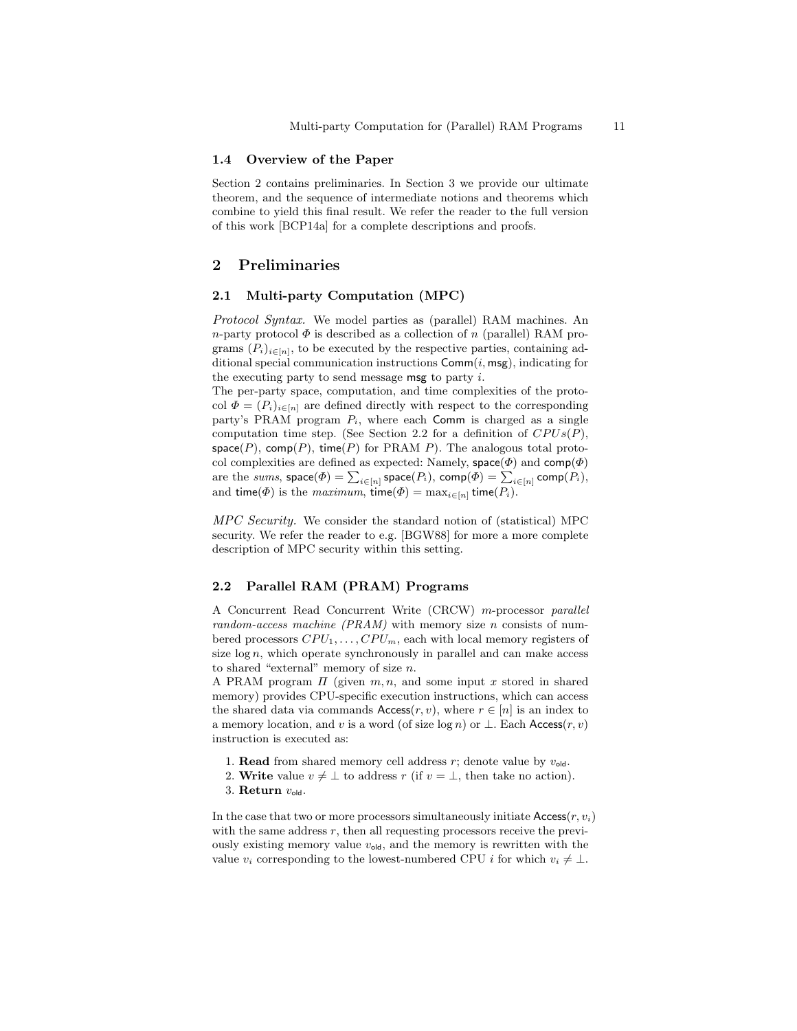### 1.4 Overview of the Paper

Section 2 contains preliminaries. In Section 3 we provide our ultimate theorem, and the sequence of intermediate notions and theorems which combine to yield this final result. We refer the reader to the full version of this work [BCP14a] for a complete descriptions and proofs.

## 2 Preliminaries

### 2.1 Multi-party Computation (MPC)

*Protocol Syntax.* We model parties as (parallel) RAM machines. An $n$-party protocol $\Phi$ is described as a collection of $n$ (parallel) RAM programs $(P_i)_{i\in[n]}$, to be executed by the respective parties, containing additional special communication instructions $\mathsf{Comm}(i, \mathsf{msg})$, indicating for the executing party to send message $\mathsf{msg}$ to party $i$.
The per-party space, computation, and time complexities of the protocol $\Phi = (P_i)_{i\in[n]}$ are defined directly with respect to the corresponding party's PRAM program $P_i$, where each $\mathsf{Comm}$ is charged as a single computation time step. (See Section 2.2 for a definition of $CPUs(P)$, $\mathsf{space}(P)$, $\mathsf{comp}(P)$, $\mathsf{time}(P)$ for PRAM $P$). The analogous total protocol complexities are defined as expected: Namely, $\mathsf{space}(\Phi)$ and $\mathsf{comp}(\Phi)$ are the *sums*, $\mathsf{space}(\Phi) = \sum_{i\in[n]} \mathsf{space}(P_i)$, $\mathsf{comp}(\Phi) = \sum_{i\in[n]} \mathsf{comp}(P_i)$, and $\mathsf{time}(\Phi)$ is the *maximum*, $\mathsf{time}(\Phi) = \max_{i\in[n]} \mathsf{time}(P_i)$.

*MPC Security.* We consider the standard notion of (statistical) MPC security. We refer the reader to e.g. [BGW88] for more a more complete description of MPC security within this setting.

### 2.2 Parallel RAM (PRAM) Programs

A Concurrent Read Concurrent Write (CRCW) $m$-processor *parallel random-access machine (PRAM)* with memory size $n$ consists of numbered processors $CPU_1, \ldots, CPU_m$, each with local memory registers of size $\log n$, which operate synchronously in parallel and can make access to shared "external" memory of size $n$.
A PRAM program $\Pi$ (given $m, n$, and some input $x$ stored in shared memory) provides CPU-specific execution instructions, which can access the shared data via commands $\mathsf{Access}(r, v)$, where $r \in [n]$ is an index to a memory location, and $v$ is a word (of size $\log n$) or $\perp$. Each $\mathsf{Access}(r, v)$ instruction is executed as:

1. **Read** from shared memory cell address $r$; denote value by $v_{\mathsf{old}}$.
2. **Write** value $v \neq \perp$ to address $r$ (if $v = \perp$, then take no action).
3. **Return** $v_{\mathsf{old}}$.

In the case that two or more processors simultaneously initiate $\mathsf{Access}(r, v_i)$ with the same address $r$, then all requesting processors receive the previously existing memory value $v_{\mathsf{old}}$, and the memory is rewritten with the value $v_i$ corresponding to the lowest-numbered CPU $i$ for which $v_i \neq \perp$.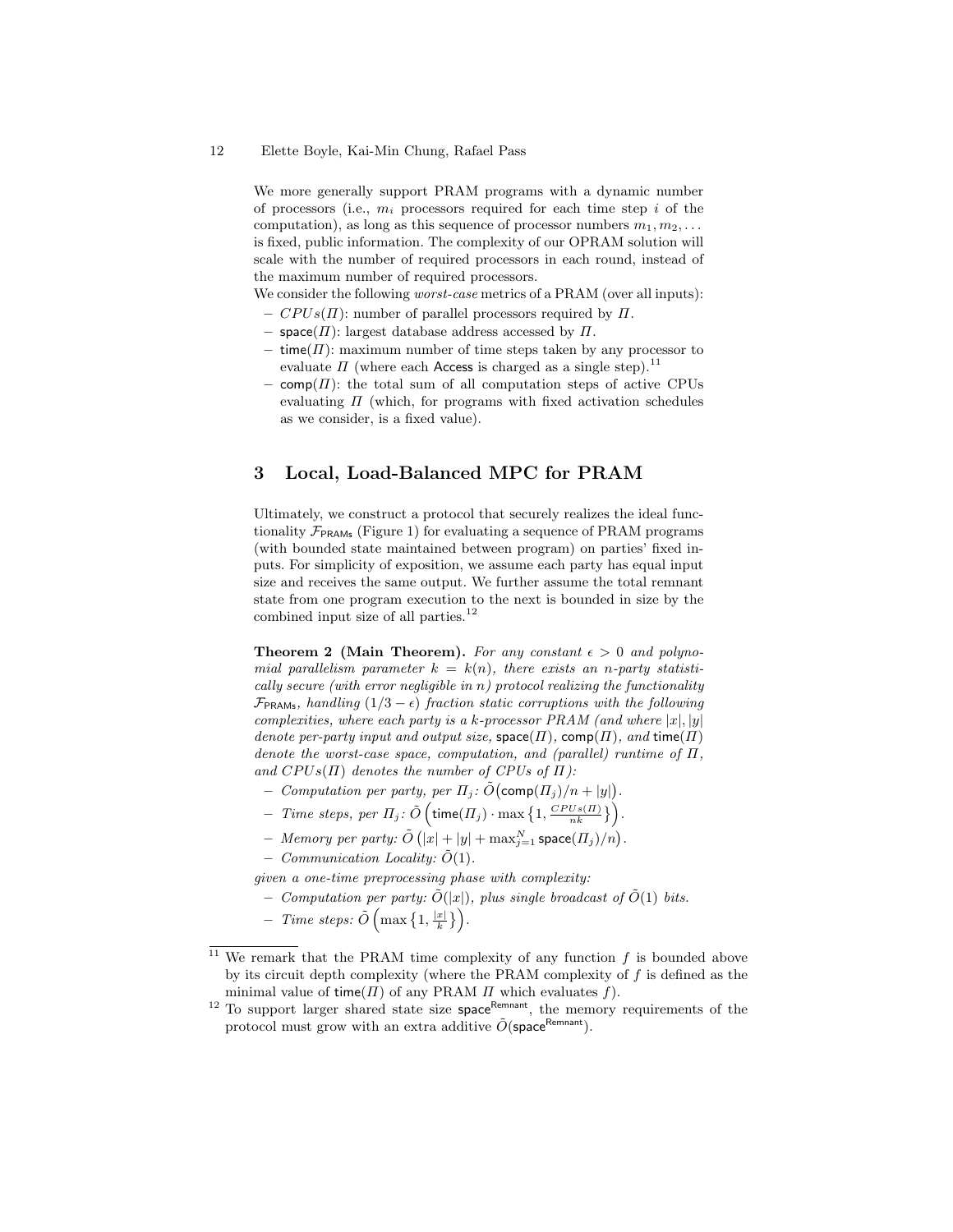We more generally support PRAM programs with a dynamic number of processors (i.e., $m_i$ processors required for each time step $i$ of the computation), as long as this sequence of processor numbers $m_1, m_2, \ldots$ is fixed, public information. The complexity of our OPRAM solution will scale with the number of required processors in each round, instead of the maximum number of required processors.

We consider the following *worst-case* metrics of a PRAM (over all inputs):

- $CPUs(\Pi)$: number of parallel processors required by $\Pi$.
- $\mathsf{space}(\Pi)$: largest database address accessed by $\Pi$.
- $\mathsf{time}(\Pi)$: maximum number of time steps taken by any processor to evaluate $\Pi$ (where each $\mathsf{Access}$ is charged as a single step).[11]
- $\mathsf{comp}(\Pi)$: the total sum of all computation steps of active CPUs evaluating $\Pi$ (which, for programs with fixed activation schedules as we consider, is a fixed value).

## 3 Local, Load-Balanced MPC for PRAM

Ultimately, we construct a protocol that securely realizes the ideal functionality $\mathcal{F}_{\mathsf{PRAMs}}$ (Figure 1) for evaluating a sequence of PRAM programs (with bounded state maintained between program) on parties' fixed inputs. For simplicity of exposition, we assume each party has equal input size and receives the same output. We further assume the total remnant state from one program execution to the next is bounded in size by the combined input size of all parties.[12]

**Theorem 2 (Main Theorem).** *For any constant $\epsilon > 0$ and polynomial parallelism parameter $k = k(n)$, there exists an $n$-party statistically secure (with error negligible in $n$) protocol realizing the functionality $\mathcal{F}_{\mathsf{PRAMs}}$, handling $(1/3 - \epsilon)$ fraction static corruptions with the following complexities, where each party is a $k$-processor PRAM (and where $|x|, |y|$ denote per-party input and output size, $\mathsf{space}(\Pi)$, $\mathsf{comp}(\Pi)$, and $\mathsf{time}(\Pi)$ denote the worst-case space, computation, and (parallel) runtime of $\Pi$, and $CPUs(\Pi)$ denotes the number of CPUs of $\Pi$):*

- *Computation per party, per $\Pi_j$: $\tilde{O}\big(\mathsf{comp}(\Pi_j)/n + |y|\big)$.*
- *Time steps, per $\Pi_j$: $\tilde{O}\left(\mathsf{time}(\Pi_j) \cdot \max\left\{1, \frac{CPUs(\Pi)}{nk}\right\}\right)$.*
- *Memory per party: $\tilde{O}\left(|x| + |y| + \max_{j=1}^{N} \mathsf{space}(\Pi_j)/n\right)$.*
- *Communication Locality: $\tilde{O}(1)$.*

*given a one-time preprocessing phase with complexity:*

- *Computation per party: $\tilde{O}(|x|)$, plus single broadcast of $\tilde{O}(1)$ bits.*
- *Time steps: $\tilde{O}\left(\max\left\{1, \frac{|x|}{k}\right\}\right)$.*

---

[11] We remark that the PRAM time complexity of any function $f$ is bounded above by its circuit depth complexity (where the PRAM complexity of $f$ is defined as the minimal value of $\mathsf{time}(\Pi)$ of any PRAM $\Pi$ which evaluates $f$).

[12] To support larger shared state size $\mathsf{space}^{\mathsf{Remnant}}$, the memory requirements of the protocol must grow with an extra additive $\tilde{O}(\mathsf{space}^{\mathsf{Remnant}})$.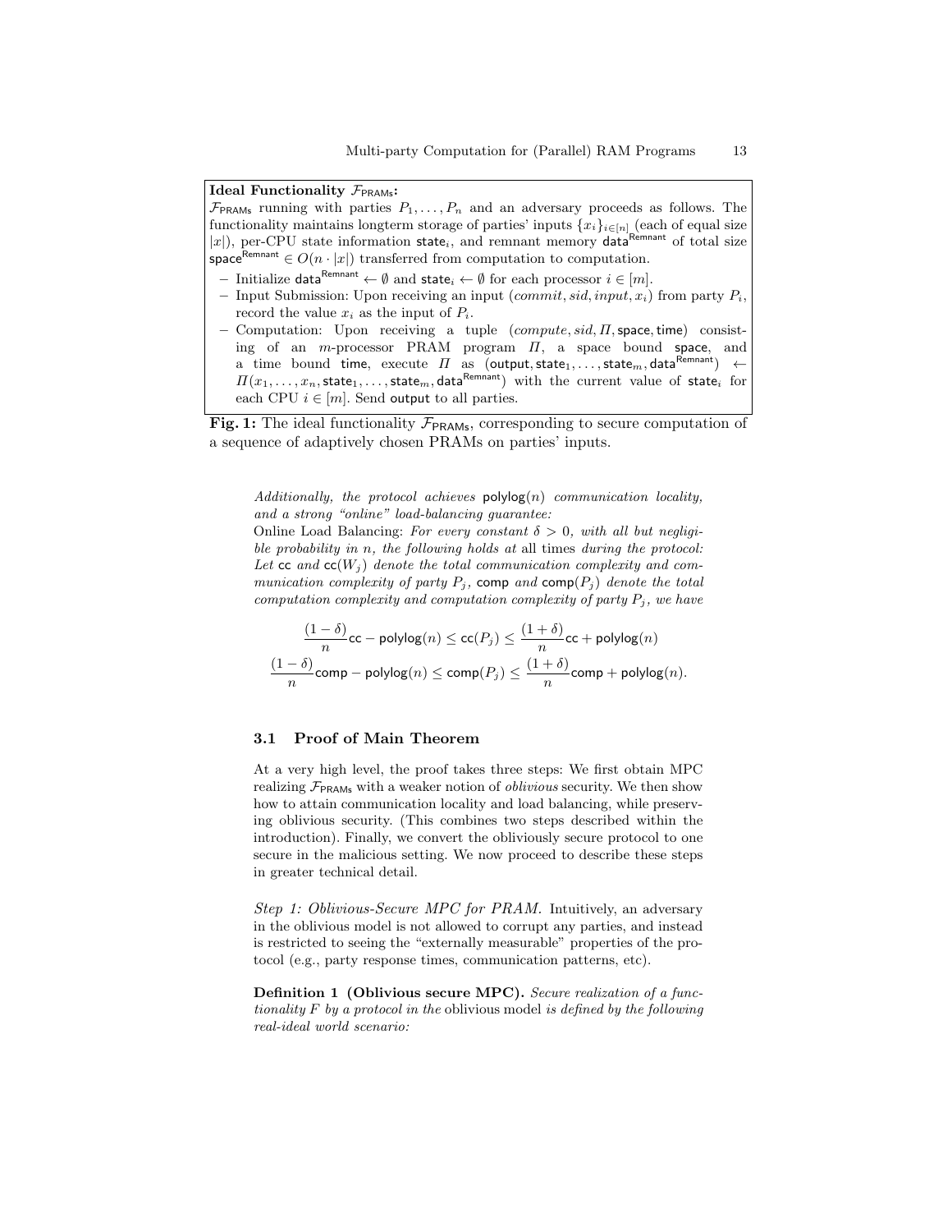**Ideal Functionality $\mathcal{F}_{\mathsf{PRAMs}}$:**

$\mathcal{F}_{\mathsf{PRAMs}}$ running with parties $P_1, \ldots, P_n$ and an adversary proceeds as follows. The functionality maintains longterm storage of parties' inputs $\{x_i\}_{i\in[n]}$ (each of equal size $|x|$), per-CPU state information $\mathsf{state}_i$, and remnant memory $\mathsf{data}^{\mathsf{Remnant}}$ of total size $\mathsf{space}^{\mathsf{Remnant}} \in O(n \cdot |x|)$ transferred from computation to computation.

- Initialize $\mathsf{data}^{\mathsf{Remnant}} \leftarrow \emptyset$ and $\mathsf{state}_i \leftarrow \emptyset$ for each processor $i \in [m]$.
- Input Submission: Upon receiving an input $(commit, sid, input, x_i)$ from party $P_i$, record the value $x_i$ as the input of $P_i$.
- Computation: Upon receiving a tuple $(compute, sid, \Pi, \mathsf{space}, \mathsf{time})$ consisting of an $m$-processor PRAM program $\Pi$, a space bound $\mathsf{space}$, and a time bound $\mathsf{time}$, execute $\Pi$ as $(\mathsf{output}, \mathsf{state}_1, \ldots, \mathsf{state}_m, \mathsf{data}^{\mathsf{Remnant}}) \leftarrow \Pi(x_1, \ldots, x_n, \mathsf{state}_1, \ldots, \mathsf{state}_m, \mathsf{data}^{\mathsf{Remnant}})$ with the current value of $\mathsf{state}_i$ for each CPU $i \in [m]$. Send $\mathsf{output}$ to all parties.

**Fig. 1:** The ideal functionality $\mathcal{F}_{\mathsf{PRAMs}}$, corresponding to secure computation of a sequence of adaptively chosen PRAMs on parties' inputs.

*Additionally, the protocol achieves* $\mathsf{polylog}(n)$ *communication locality, and a strong "online" load-balancing guarantee:*

Online Load Balancing: *For every constant $\delta > 0$, with all but negligible probability in $n$, the following holds at* all *times during the protocol: Let* $\mathsf{cc}$ *and* $\mathsf{cc}(W_j)$ *denote the total communication complexity and communication complexity of party $P_j$,* $\mathsf{comp}$ *and* $\mathsf{comp}(P_j)$ *denote the total computation complexity and computation complexity of party $P_j$, we have*

$$\frac{(1-\delta)}{n}\mathsf{cc} - \mathsf{polylog}(n) \leq \mathsf{cc}(P_j) \leq \frac{(1+\delta)}{n}\mathsf{cc} + \mathsf{polylog}(n)$$
$$\frac{(1-\delta)}{n}\mathsf{comp} - \mathsf{polylog}(n) \leq \mathsf{comp}(P_j) \leq \frac{(1+\delta)}{n}\mathsf{comp} + \mathsf{polylog}(n).$$

### 3.1 Proof of Main Theorem

At a very high level, the proof takes three steps: We first obtain MPC realizing $\mathcal{F}_{\mathsf{PRAMs}}$ with a weaker notion of *oblivious* security. We then show how to attain communication locality and load balancing, while preserving oblivious security. (This combines two steps described within the introduction). Finally, we convert the obliviously secure protocol to one secure in the malicious setting. We now proceed to describe these steps in greater technical detail.

*Step 1: Oblivious-Secure MPC for PRAM.* Intuitively, an adversary in the oblivious model is not allowed to corrupt any parties, and instead is restricted to seeing the "externally measurable" properties of the protocol (e.g., party response times, communication patterns, etc).

**Definition 1 (Oblivious secure MPC).** *Secure realization of a functionality $F$ by a protocol in the* oblivious model *is defined by the following real-ideal world scenario:*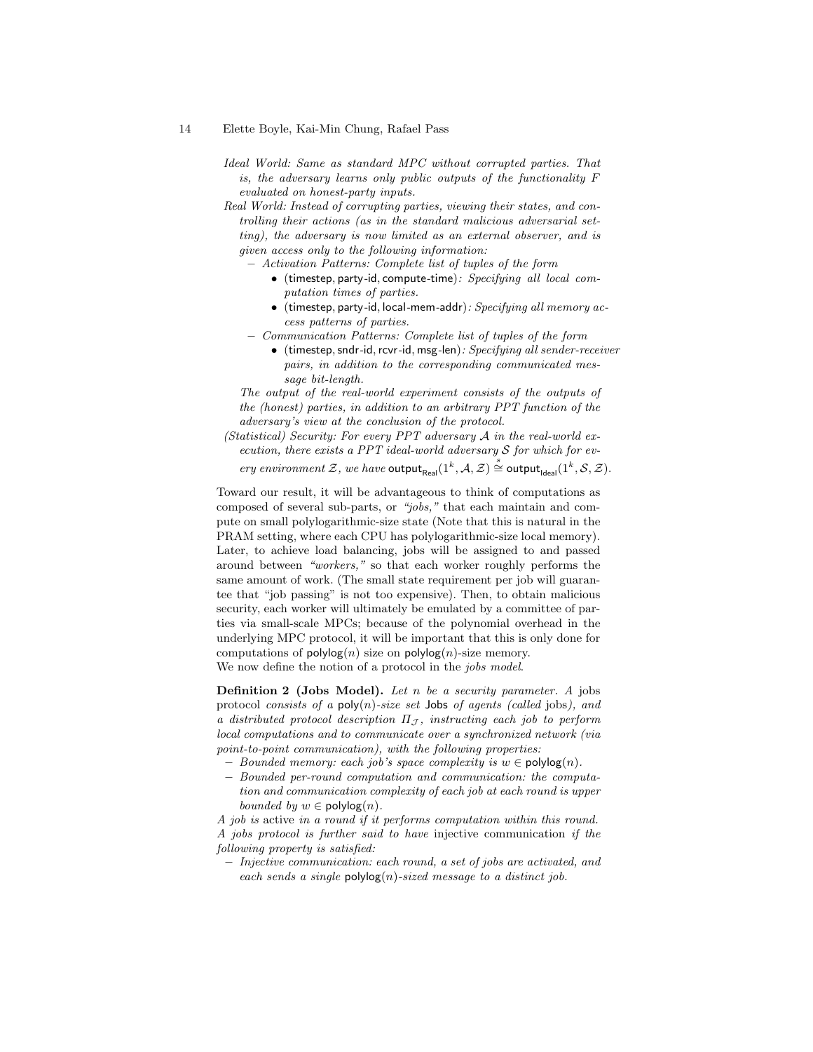*Ideal World: Same as standard MPC without corrupted parties. That is, the adversary learns only public outputs of the functionality $F$ evaluated on honest-party inputs.*

*Real World: Instead of corrupting parties, viewing their states, and controlling their actions (as in the standard malicious adversarial setting), the adversary is now limited as an external observer, and is given access only to the following information:*

- *Activation Patterns: Complete list of tuples of the form*
  - $(\mathsf{timestep}, \mathsf{party\text{-}id}, \mathsf{compute\text{-}time})$*: Specifying all local computation times of parties.*
  - $(\mathsf{timestep}, \mathsf{party\text{-}id}, \mathsf{local\text{-}mem\text{-}addr})$*: Specifying all memory access patterns of parties.*
- *Communication Patterns: Complete list of tuples of the form*
  - $(\mathsf{timestep}, \mathsf{sndr\text{-}id}, \mathsf{rcvr\text{-}id}, \mathsf{msg\text{-}len})$*: Specifying all sender-receiver pairs, in addition to the corresponding communicated message bit-length.*

*The output of the real-world experiment consists of the outputs of the (honest) parties, in addition to an arbitrary PPT function of the adversary's view at the conclusion of the protocol.*

*(Statistical) Security: For every PPT adversary $\mathcal{A}$ in the real-world execution, there exists a PPT ideal-world adversary $\mathcal{S}$ for which for every environment $\mathcal{Z}$, we have $\mathsf{output}_{\mathsf{Real}}(1^k, \mathcal{A}, \mathcal{Z}) \overset{s}{\cong} \mathsf{output}_{\mathsf{Ideal}}(1^k, \mathcal{S}, \mathcal{Z})$.*

Toward our result, it will be advantageous to think of computations as composed of several sub-parts, or *"jobs,"* that each maintain and compute on small polylogarithmic-size state (Note that this is natural in the PRAM setting, where each CPU has polylogarithmic-size local memory). Later, to achieve load balancing, jobs will be assigned to and passed around between *"workers,"* so that each worker roughly performs the same amount of work. (The small state requirement per job will guarantee that "job passing" is not too expensive). Then, to obtain malicious security, each worker will ultimately be emulated by a committee of parties via small-scale MPCs; because of the polynomial overhead in the underlying MPC protocol, it will be important that this is only done for computations of $\mathsf{polylog}(n)$ size on $\mathsf{polylog}(n)$-size memory.
We now define the notion of a protocol in the *jobs model*.

**Definition 2 (Jobs Model).** *Let $n$ be a security parameter. A* jobs protocol *consists of a $\mathsf{poly}(n)$-size set $\mathsf{Jobs}$ of agents (called* jobs*), and a distributed protocol description $\Pi_{\mathcal{J}}$, instructing each job to perform local computations and to communicate over a synchronized network (via point-to-point communication), with the following properties:*

- *Bounded memory: each job's space complexity is $w \in \mathsf{polylog}(n)$.*
- *Bounded per-round computation and communication: the computation and communication complexity of each job at each round is upper bounded by $w \in \mathsf{polylog}(n)$.*

*A job is* active *in a round if it performs computation within this round. A jobs protocol is further said to have* injective communication *if the following property is satisfied:*

- *Injective communication: each round, a set of jobs are activated, and each sends a single $\mathsf{polylog}(n)$-sized message to a distinct job.*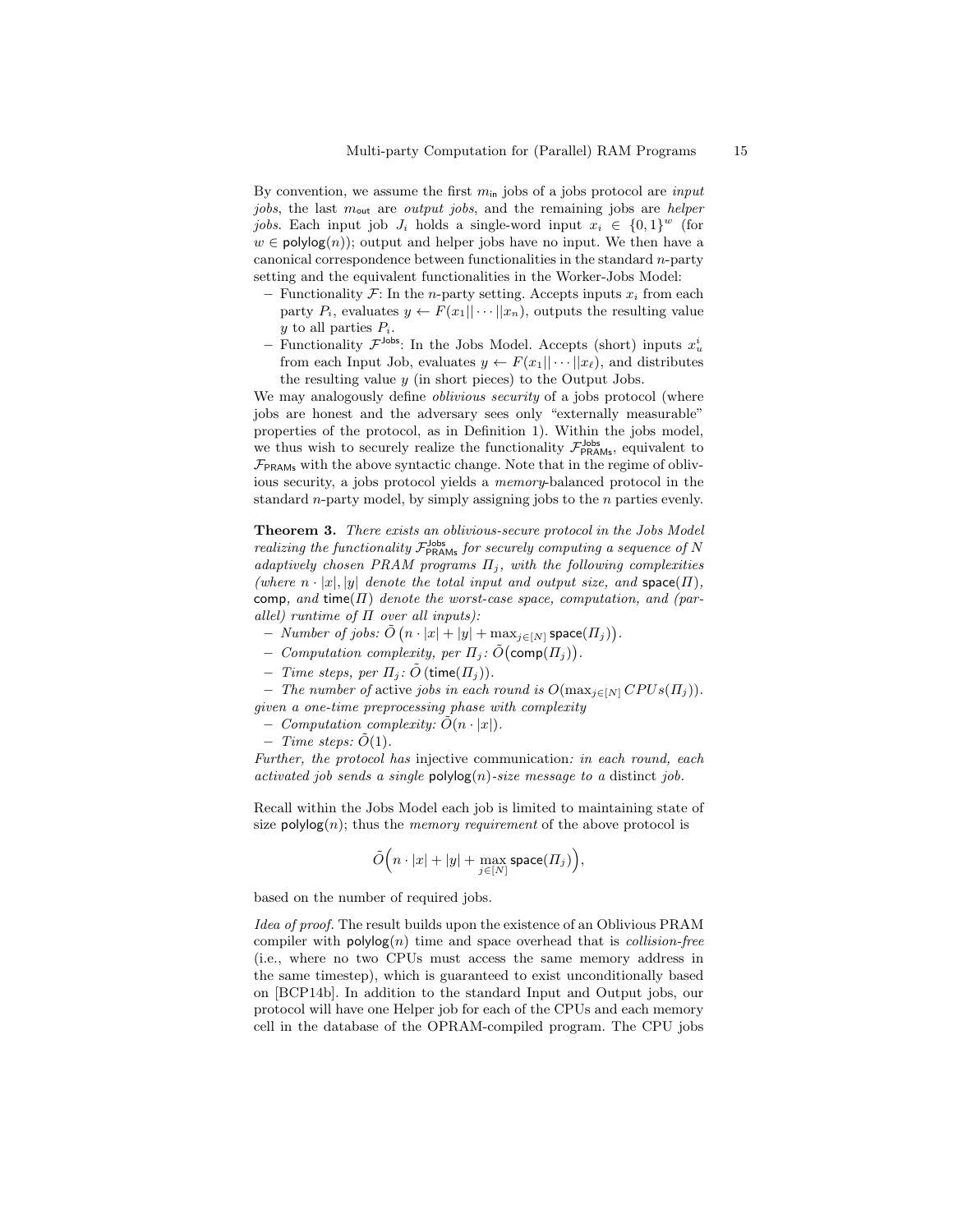By convention, we assume the first $m_{\mathsf{in}}$ jobs of a jobs protocol are *input jobs*, the last $m_{\mathsf{out}}$ are *output jobs*, and the remaining jobs are *helper jobs*. Each input job $J_i$ holds a single-word input $x_i \in \{0,1\}^w$ (for $w \in \mathsf{polylog}(n)$); output and helper jobs have no input. We then have a canonical correspondence between functionalities in the standard $n$-party setting and the equivalent functionalities in the Worker-Jobs Model:

- Functionality $\mathcal{F}$: In the $n$-party setting. Accepts inputs $x_i$ from each party $P_i$, evaluates $y \leftarrow F(x_1||\cdots||x_n)$, outputs the resulting value $y$ to all parties $P_i$.
- Functionality $\mathcal{F}^{\mathsf{Jobs}}$: In the Jobs Model. Accepts (short) inputs $x_u^i$ from each Input Job, evaluates $y \leftarrow F(x_1||\cdots||x_\ell)$, and distributes the resulting value $y$ (in short pieces) to the Output Jobs.

We may analogously define *oblivious security* of a jobs protocol (where jobs are honest and the adversary sees only "externally measurable" properties of the protocol, as in Definition 1). Within the jobs model, we thus wish to securely realize the functionality $\mathcal{F}^{\mathsf{Jobs}}_{\mathsf{PRAMs}}$, equivalent to $\mathcal{F}_{\mathsf{PRAMs}}$ with the above syntactic change. Note that in the regime of oblivious security, a jobs protocol yields a *memory*-balanced protocol in the standard $n$-party model, by simply assigning jobs to the $n$ parties evenly.

**Theorem 3.** *There exists an oblivious-secure protocol in the Jobs Model realizing the functionality $\mathcal{F}^{\mathsf{Jobs}}_{\mathsf{PRAMs}}$ for securely computing a sequence of $N$ adaptively chosen PRAM programs $\Pi_j$, with the following complexities (where $n \cdot |x|, |y|$ denote the total input and output size, and $\mathsf{space}(\Pi)$, $\mathsf{comp}$, and $\mathsf{time}(\Pi)$ denote the worst-case space, computation, and (parallel) runtime of $\Pi$ over all inputs):*

- *Number of jobs: $\tilde{O}\left(n \cdot |x| + |y| + \max_{j \in [N]} \mathsf{space}(\Pi_j)\right)$.*
- *Computation complexity, per $\Pi_j$: $\tilde{O}\big(\mathsf{comp}(\Pi_j)\big)$.*
- *Time steps, per $\Pi_j$: $\tilde{O}\left(\mathsf{time}(\Pi_j)\right)$.*
- *The number of* active *jobs in each round is $O(\max_{j \in [N]} CPUs(\Pi_j))$.*

*given a one-time preprocessing phase with complexity*

- *Computation complexity: $\tilde{O}(n \cdot |x|)$.*
- *Time steps: $\tilde{O}(1)$.*

*Further, the protocol has* injective communication*: in each round, each activated job sends a single $\mathsf{polylog}(n)$-size message to a* distinct *job.*

Recall within the Jobs Model each job is limited to maintaining state of size $\mathsf{polylog}(n)$; thus the *memory requirement* of the above protocol is

$$\tilde{O}\Big(n \cdot |x| + |y| + \max_{j \in [N]} \mathsf{space}(\Pi_j)\Big),$$

based on the number of required jobs.

*Idea of proof.* The result builds upon the existence of an Oblivious PRAM compiler with $\mathsf{polylog}(n)$ time and space overhead that is *collision-free* (i.e., where no two CPUs must access the same memory address in the same timestep), which is guaranteed to exist unconditionally based on [BCP14b]. In addition to the standard Input and Output jobs, our protocol will have one Helper job for each of the CPUs and each memory cell in the database of the OPRAM-compiled program. The CPU jobs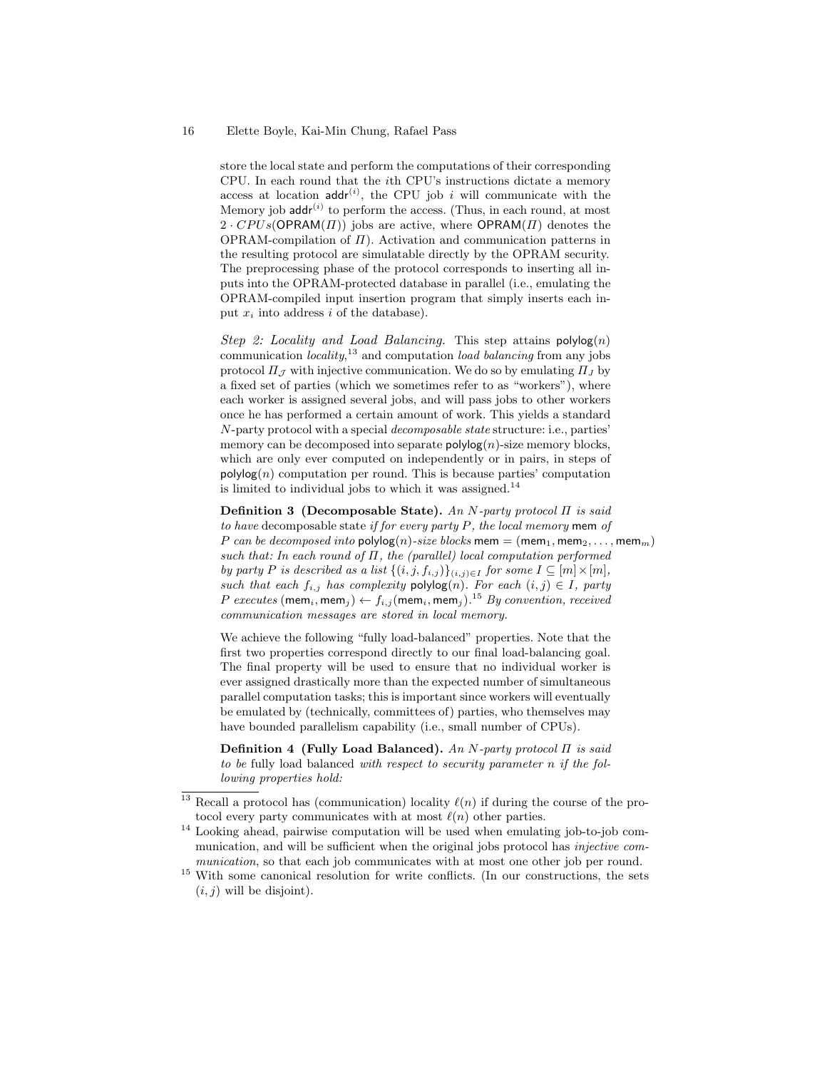store the local state and perform the computations of their corresponding CPU. In each round that the $i$th CPU's instructions dictate a memory access at location $\mathsf{addr}^{(i)}$, the CPU job $i$ will communicate with the Memory job $\mathsf{addr}^{(i)}$ to perform the access. (Thus, in each round, at most $2 \cdot CPUs(\mathsf{OPRAM}(\Pi))$ jobs are active, where $\mathsf{OPRAM}(\Pi)$ denotes the OPRAM-compilation of $\Pi$). Activation and communication patterns in the resulting protocol are simulatable directly by the OPRAM security. The preprocessing phase of the protocol corresponds to inserting all inputs into the OPRAM-protected database in parallel (i.e., emulating the OPRAM-compiled input insertion program that simply inserts each input $x_i$ into address $i$ of the database).

*Step 2: Locality and Load Balancing.* This step attains $\mathsf{polylog}(n)$ communication *locality*,[13] and computation *load balancing* from any jobs protocol $\Pi_{\mathcal{J}}$ with injective communication. We do so by emulating $\Pi_J$ by a fixed set of parties (which we sometimes refer to as "workers"), where each worker is assigned several jobs, and will pass jobs to other workers once he has performed a certain amount of work. This yields a standard $N$-party protocol with a special *decomposable state* structure: i.e., parties' memory can be decomposed into separate $\mathsf{polylog}(n)$-size memory blocks, which are only ever computed on independently or in pairs, in steps of $\mathsf{polylog}(n)$ computation per round. This is because parties' computation is limited to individual jobs to which it was assigned.[14]

**Definition 3 (Decomposable State).** *An $N$-party protocol $\Pi$ is said to have* decomposable state *if for every party $P$, the local memory* $\mathsf{mem}$ *of $P$ can be decomposed into $\mathsf{polylog}(n)$-size blocks* $\mathsf{mem} = (\mathsf{mem}_1, \mathsf{mem}_2, \dots, \mathsf{mem}_m)$ *such that: In each round of $\Pi$, the (parallel) local computation performed by party $P$ is described as a list $\{(i, j, f_{i,j})\}_{(i,j)\in I}$ for some $I \subseteq [m] \times [m]$, such that each $f_{i,j}$ has complexity $\mathsf{polylog}(n)$. For each $(i, j) \in I$, party $P$ executes $(\mathsf{mem}_i, \mathsf{mem}_j) \leftarrow f_{i,j}(\mathsf{mem}_i, \mathsf{mem}_j)$.*[15] *By convention, received communication messages are stored in local memory.*

We achieve the following "fully load-balanced" properties. Note that the first two properties correspond directly to our final load-balancing goal. The final property will be used to ensure that no individual worker is ever assigned drastically more than the expected number of simultaneous parallel computation tasks; this is important since workers will eventually be emulated by (technically, committees of) parties, who themselves may have bounded parallelism capability (i.e., small number of CPUs).

**Definition 4 (Fully Load Balanced).** *An $N$-party protocol $\Pi$ is said to be* fully load balanced *with respect to security parameter $n$ if the following properties hold:*

---

[13] Recall a protocol has (communication) locality $\ell(n)$ if during the course of the protocol every party communicates with at most $\ell(n)$ other parties.

[14] Looking ahead, pairwise computation will be used when emulating job-to-job communication, and will be sufficient when the original jobs protocol has *injective communication*, so that each job communicates with at most one other job per round.

[15] With some canonical resolution for write conflicts. (In our constructions, the sets $(i, j)$ will be disjoint).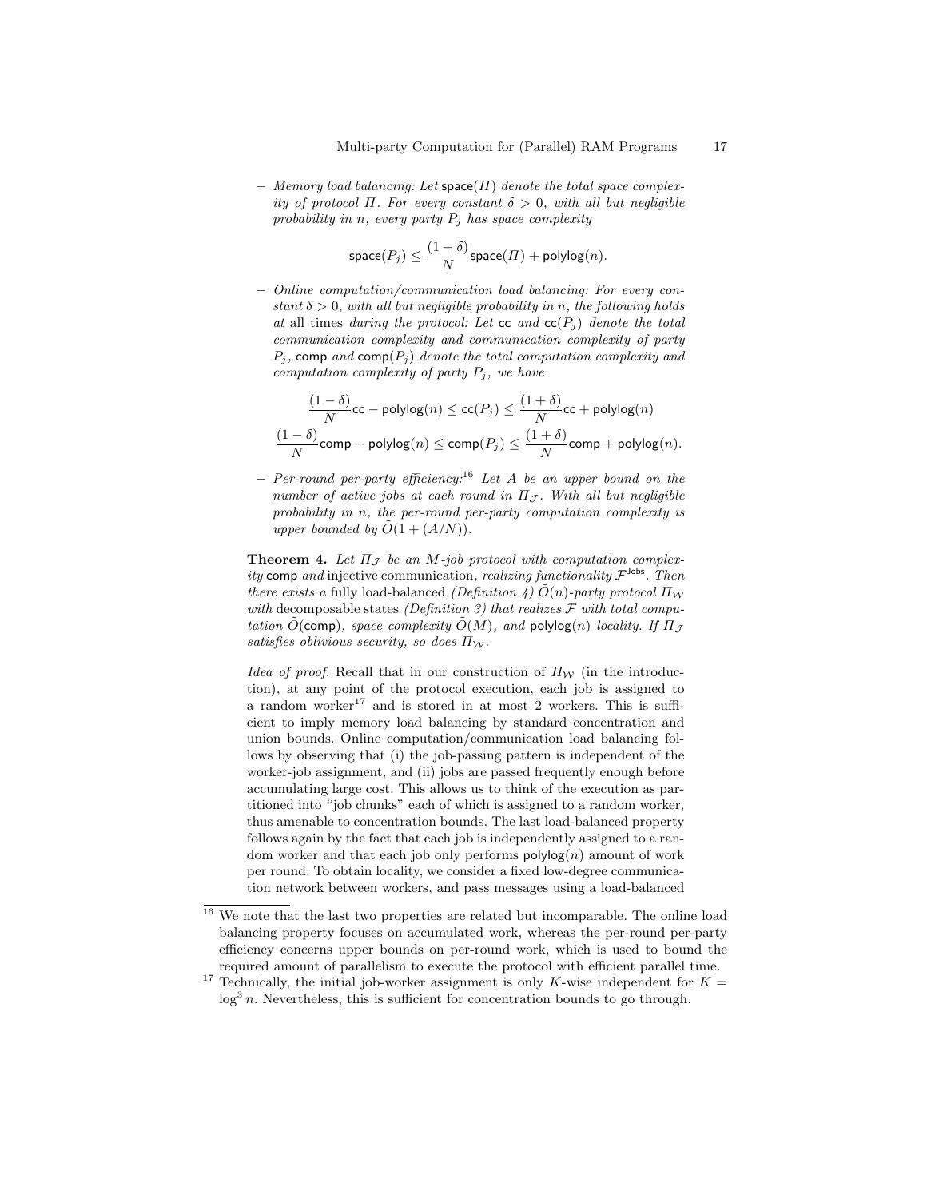– *Memory load balancing: Let* $\mathsf{space}(\Pi)$ *denote the total space complexity of protocol* $\Pi$. *For every constant* $\delta > 0$, *with all but negligible probability in* $n$, *every party* $P_j$ *has space complexity*

$$\mathsf{space}(P_j) \leq \frac{(1+\delta)}{N}\mathsf{space}(\Pi) + \mathsf{polylog}(n).$$

– *Online computation/communication load balancing: For every constant* $\delta > 0$, *with all but negligible probability in* $n$, *the following holds at* all times *during the protocol: Let* $\mathsf{cc}$ *and* $\mathsf{cc}(P_j)$ *denote the total communication complexity and communication complexity of party* $P_j$, $\mathsf{comp}$ *and* $\mathsf{comp}(P_j)$ *denote the total computation complexity and computation complexity of party* $P_j$, *we have*

$$\frac{(1-\delta)}{N}\mathsf{cc} - \mathsf{polylog}(n) \leq \mathsf{cc}(P_j) \leq \frac{(1+\delta)}{N}\mathsf{cc} + \mathsf{polylog}(n)$$

$$\frac{(1-\delta)}{N}\mathsf{comp} - \mathsf{polylog}(n) \leq \mathsf{comp}(P_j) \leq \frac{(1+\delta)}{N}\mathsf{comp} + \mathsf{polylog}(n).$$

– *Per-round per-party efficiency:*[16] *Let* $A$ *be an upper bound on the number of active jobs at each round in* $\Pi_{\mathcal{J}}$. *With all but negligible probability in* $n$, *the per-round per-party computation complexity is upper bounded by* $\tilde{O}(1 + (A/N))$.

**Theorem 4.** *Let* $\Pi_{\mathcal{J}}$ *be an* $M$*-job protocol with computation complexity* $\mathsf{comp}$ *and* injective communication, *realizing functionality* $\mathcal{F}^{\mathsf{Jobs}}$. *Then there exists a* fully load-balanced *(Definition 4)* $\tilde{O}(n)$*-party protocol* $\Pi_{\mathcal{W}}$ *with* decomposable states *(Definition 3) that realizes* $\mathcal{F}$ *with total computation* $\tilde{O}(\mathsf{comp})$, *space complexity* $\tilde{O}(M)$, *and* $\mathsf{polylog}(n)$ *locality. If* $\Pi_{\mathcal{J}}$ *satisfies oblivious security, so does* $\Pi_{\mathcal{W}}$.

*Idea of proof.* Recall that in our construction of $\Pi_{\mathcal{W}}$ (in the introduction), at any point of the protocol execution, each job is assigned to a random worker[17] and is stored in at most 2 workers. This is sufficient to imply memory load balancing by standard concentration and union bounds. Online computation/communication load balancing follows by observing that (i) the job-passing pattern is independent of the worker-job assignment, and (ii) jobs are passed frequently enough before accumulating large cost. This allows us to think of the execution as partitioned into "job chunks" each of which is assigned to a random worker, thus amenable to concentration bounds. The last load-balanced property follows again by the fact that each job is independently assigned to a random worker and that each job only performs $\mathsf{polylog}(n)$ amount of work per round. To obtain locality, we consider a fixed low-degree communication network between workers, and pass messages using a load-balanced

---

[16] We note that the last two properties are related but incomparable. The online load balancing property focuses on accumulated work, whereas the per-round per-party efficiency concerns upper bounds on per-round work, which is used to bound the required amount of parallelism to execute the protocol with efficient parallel time.

[17] Technically, the initial job-worker assignment is only $K$-wise independent for $K = \log^3 n$. Nevertheless, this is sufficient for concentration bounds to go through.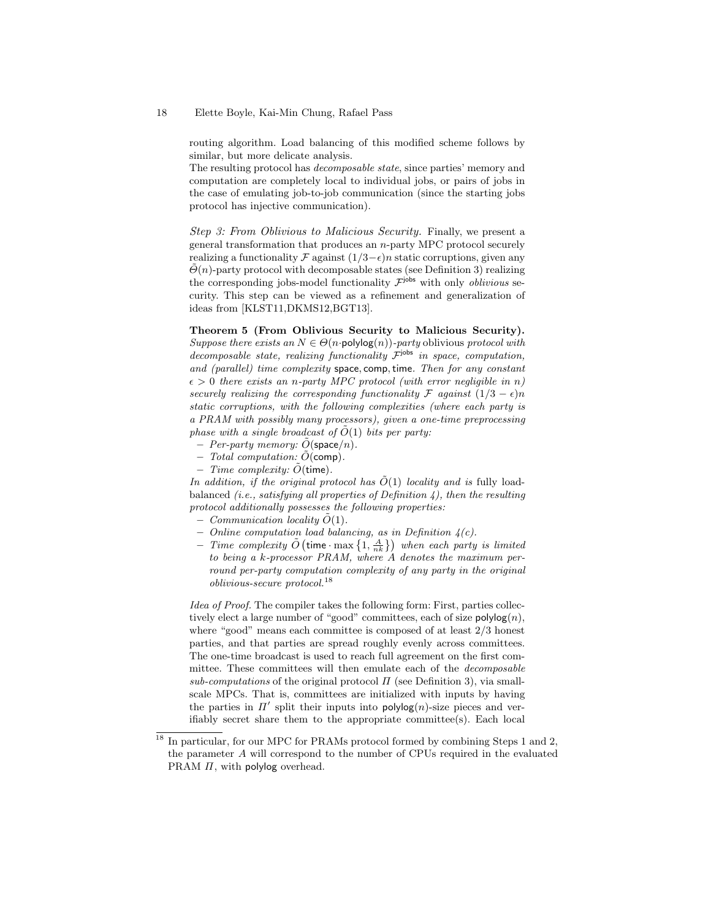routing algorithm. Load balancing of this modified scheme follows by similar, but more delicate analysis.

The resulting protocol has *decomposable state*, since parties' memory and computation are completely local to individual jobs, or pairs of jobs in the case of emulating job-to-job communication (since the starting jobs protocol has injective communication).

*Step 3: From Oblivious to Malicious Security.* Finally, we present a general transformation that produces an $n$-party MPC protocol securely realizing a functionality $\mathcal{F}$ against $(1/3-\epsilon)n$ static corruptions, given any $\tilde{\Theta}(n)$-party protocol with decomposable states (see Definition 3) realizing the corresponding jobs-model functionality $\mathcal{F}^{\mathsf{jobs}}$ with only *oblivious* security. This step can be viewed as a refinement and generalization of ideas from [KLST11,DKMS12,BGT13].

**Theorem 5 (From Oblivious Security to Malicious Security).** *Suppose there exists an $N \in \Theta(n{\cdot}\mathsf{polylog}(n))$-party* oblivious *protocol with decomposable state, realizing functionality $\mathcal{F}^{\mathsf{jobs}}$ in space, computation, and (parallel) time complexity $\mathsf{space}, \mathsf{comp}, \mathsf{time}$. Then for any constant $\epsilon > 0$ there exists an $n$-party MPC protocol (with error negligible in $n$) securely realizing the corresponding functionality $\mathcal{F}$ against $(1/3-\epsilon)n$ static corruptions, with the following complexities (where each party is a PRAM with possibly many processors), given a one-time preprocessing phase with a single broadcast of $\tilde{O}(1)$ bits per party:*

- *Per-party memory: $\tilde{O}(\mathsf{space}/n)$.*
- *Total computation: $\tilde{O}(\mathsf{comp})$.*
- *Time complexity: $\tilde{O}(\mathsf{time})$.*

*In addition, if the original protocol has $\tilde{O}(1)$ locality and is* fully load-balanced *(i.e., satisfying all properties of Definition 4), then the resulting protocol additionally possesses the following properties:*

- *Communication locality $\tilde{O}(1)$.*
- *Online computation load balancing, as in Definition 4(c).*
- *Time complexity $\tilde{O}\left(\mathsf{time} \cdot \max\left\{1, \frac{A}{nk}\right\}\right)$ when each party is limited to being a $k$-processor PRAM, where $A$ denotes the maximum per-round per-party computation complexity of any party in the original oblivious-secure protocol.*[18]

*Idea of Proof.* The compiler takes the following form: First, parties collectively elect a large number of "good" committees, each of size $\mathsf{polylog}(n)$, where "good" means each committee is composed of at least 2/3 honest parties, and that parties are spread roughly evenly across committees. The one-time broadcast is used to reach full agreement on the first committee. These committees will then emulate each of the *decomposable sub-computations* of the original protocol $\Pi$ (see Definition 3), via small-scale MPCs. That is, committees are initialized with inputs by having the parties in $\Pi'$ split their inputs into $\mathsf{polylog}(n)$-size pieces and verifiably secret share them to the appropriate committee(s). Each local

[18] In particular, for our MPC for PRAMs protocol formed by combining Steps 1 and 2, the parameter $A$ will correspond to the number of CPUs required in the evaluated PRAM $\Pi$, with $\mathsf{polylog}$ overhead.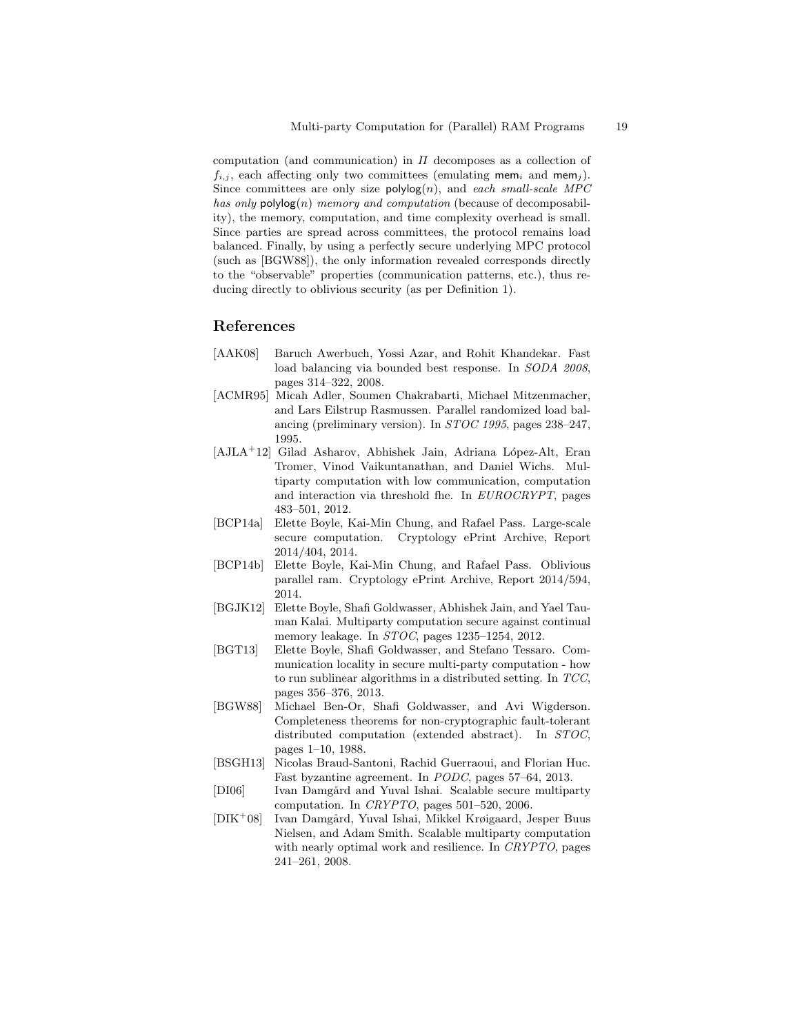computation (and communication) in $\Pi$ decomposes as a collection of $f_{i,j}$, each affecting only two committees (emulating $\mathsf{mem}_i$ and $\mathsf{mem}_j$). Since committees are only size $\mathsf{polylog}(n)$, and *each small-scale MPC has only* $\mathsf{polylog}(n)$ *memory and computation* (because of decomposability), the memory, computation, and time complexity overhead is small. Since parties are spread across committees, the protocol remains load balanced. Finally, by using a perfectly secure underlying MPC protocol (such as [BGW88]), the only information revealed corresponds directly to the "observable" properties (communication patterns, etc.), thus reducing directly to oblivious security (as per Definition 1).

## References

- [AAK08] Baruch Awerbuch, Yossi Azar, and Rohit Khandekar. Fast load balancing via bounded best response. In *SODA 2008*, pages 314–322, 2008.
- [ACMR95] Micah Adler, Soumen Chakrabarti, Michael Mitzenmacher, and Lars Eilstrup Rasmussen. Parallel randomized load balancing (preliminary version). In *STOC 1995*, pages 238–247, 1995.
- [AJLA+12] Gilad Asharov, Abhishek Jain, Adriana López-Alt, Eran Tromer, Vinod Vaikuntanathan, and Daniel Wichs. Multiparty computation with low communication, computation and interaction via threshold fhe. In *EUROCRYPT*, pages 483–501, 2012.
- [BCP14a] Elette Boyle, Kai-Min Chung, and Rafael Pass. Large-scale secure computation. Cryptology ePrint Archive, Report 2014/404, 2014.
- [BCP14b] Elette Boyle, Kai-Min Chung, and Rafael Pass. Oblivious parallel ram. Cryptology ePrint Archive, Report 2014/594, 2014.
- [BGJK12] Elette Boyle, Shafi Goldwasser, Abhishek Jain, and Yael Tauman Kalai. Multiparty computation secure against continual memory leakage. In *STOC*, pages 1235–1254, 2012.
- [BGT13] Elette Boyle, Shafi Goldwasser, and Stefano Tessaro. Communication locality in secure multi-party computation - how to run sublinear algorithms in a distributed setting. In *TCC*, pages 356–376, 2013.
- [BGW88] Michael Ben-Or, Shafi Goldwasser, and Avi Wigderson. Completeness theorems for non-cryptographic fault-tolerant distributed computation (extended abstract). In *STOC*, pages 1–10, 1988.
- [BSGH13] Nicolas Braud-Santoni, Rachid Guerraoui, and Florian Huc. Fast byzantine agreement. In *PODC*, pages 57–64, 2013.
- [DI06] Ivan Damgård and Yuval Ishai. Scalable secure multiparty computation. In *CRYPTO*, pages 501–520, 2006.
- [DIK+08] Ivan Damgård, Yuval Ishai, Mikkel Krøigaard, Jesper Buus Nielsen, and Adam Smith. Scalable multiparty computation with nearly optimal work and resilience. In *CRYPTO*, pages 241–261, 2008.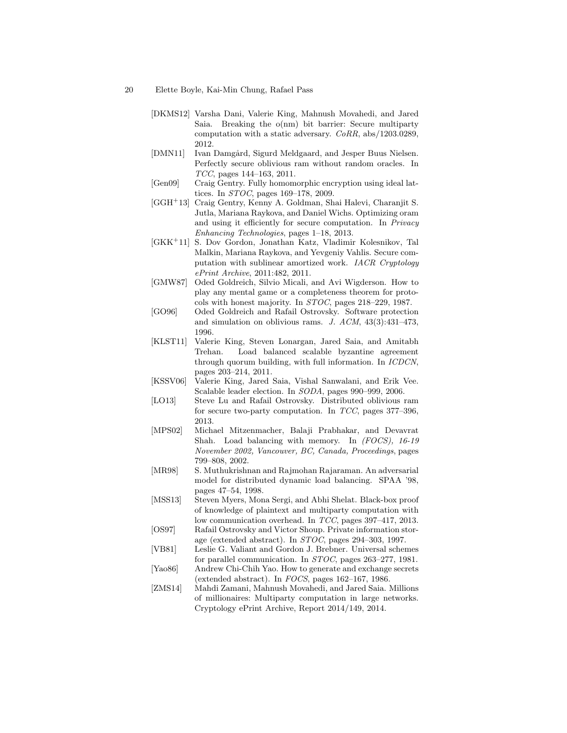[DKMS12] Varsha Dani, Valerie King, Mahnush Movahedi, and Jared Saia. Breaking the o(nm) bit barrier: Secure multiparty computation with a static adversary. *CoRR*, abs/1203.0289, 2012.

[DMN11] Ivan Damgård, Sigurd Meldgaard, and Jesper Buus Nielsen. Perfectly secure oblivious ram without random oracles. In *TCC*, pages 144–163, 2011.

[Gen09] Craig Gentry. Fully homomorphic encryption using ideal lattices. In *STOC*, pages 169–178, 2009.

[GGH+13] Craig Gentry, Kenny A. Goldman, Shai Halevi, Charanjit S. Jutla, Mariana Raykova, and Daniel Wichs. Optimizing oram and using it efficiently for secure computation. In *Privacy Enhancing Technologies*, pages 1–18, 2013.

[GKK+11] S. Dov Gordon, Jonathan Katz, Vladimir Kolesnikov, Tal Malkin, Mariana Raykova, and Yevgeniy Vahlis. Secure computation with sublinear amortized work. *IACR Cryptology ePrint Archive*, 2011:482, 2011.

[GMW87] Oded Goldreich, Silvio Micali, and Avi Wigderson. How to play any mental game or a completeness theorem for protocols with honest majority. In *STOC*, pages 218–229, 1987.

[GO96] Oded Goldreich and Rafail Ostrovsky. Software protection and simulation on oblivious rams. *J. ACM*, 43(3):431–473, 1996.

[KLST11] Valerie King, Steven Lonargan, Jared Saia, and Amitabh Trehan. Load balanced scalable byzantine agreement through quorum building, with full information. In *ICDCN*, pages 203–214, 2011.

[KSSV06] Valerie King, Jared Saia, Vishal Sanwalani, and Erik Vee. Scalable leader election. In *SODA*, pages 990–999, 2006.

[LO13] Steve Lu and Rafail Ostrovsky. Distributed oblivious ram for secure two-party computation. In *TCC*, pages 377–396, 2013.

[MPS02] Michael Mitzenmacher, Balaji Prabhakar, and Devavrat Shah. Load balancing with memory. In *(FOCS), 16-19 November 2002, Vancouver, BC, Canada, Proceedings*, pages 799–808, 2002.

[MR98] S. Muthukrishnan and Rajmohan Rajaraman. An adversarial model for distributed dynamic load balancing. SPAA '98, pages 47–54, 1998.

[MSS13] Steven Myers, Mona Sergi, and Abhi Shelat. Black-box proof of knowledge of plaintext and multiparty computation with low communication overhead. In *TCC*, pages 397–417, 2013.

[OS97] Rafail Ostrovsky and Victor Shoup. Private information storage (extended abstract). In *STOC*, pages 294–303, 1997.

[VB81] Leslie G. Valiant and Gordon J. Brebner. Universal schemes for parallel communication. In *STOC*, pages 263–277, 1981.

[Yao86] Andrew Chi-Chih Yao. How to generate and exchange secrets (extended abstract). In *FOCS*, pages 162–167, 1986.

[ZMS14] Mahdi Zamani, Mahnush Movahedi, and Jared Saia. Millions of millionaires: Multiparty computation in large networks. Cryptology ePrint Archive, Report 2014/149, 2014.